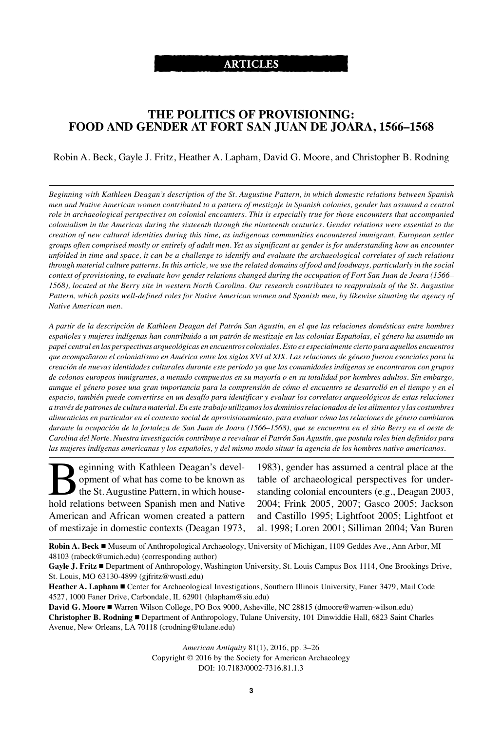ARTICLES

# THE POLITICS OF PROVISIONING: FOOD AND GENDER AT FORT SAN JUAN DE JOARA, 1566–1568

Robin A. Beck, Gayle J. Fritz, Heather A. Lapham, David G. Moore, and Christopher B. Rodning

*Beginning with Kathleen Deagan's description of the St. Augustine Pattern, in which domestic relations between Spanish men and Native American women contributed to a pattern of mestizaje in Spanish colonies, gender has assumed a central role in archaeological perspectives on colonial encounters. This is especially true for those encounters that accompanied colonialism in the Americas during the sixteenth through the nineteenth centuries. Gender relations were essential to the creation of new cultural identities during this time, as indigenous communities encountered immigrant, European settler groups often comprised mostly or entirely of adult men. Yet as significant as gender is for understanding how an encounter unfolded in time and space, it can be a challenge to identify and evaluate the archaeological correlates of such relations through material culture patterns. In this article, we use the related domains of food and foodways, particularly in the social context of provisioning, to evaluate how gender relations changed during the occupation of Fort San Juan de Joara (1566–1568), located at the Berry site in western North Carolina. Our research contributes to reappraisals of the St. Augustine Pattern, which posits well-defined roles for Native American women and Spanish men, by likewise situating the agency of Native American men.*

*A partir de la descripción de Kathleen Deagan del Patrón San Agustín, en el que las relaciones domésticas entre hombres españoles y mujeres indígenas han contribuido a un patrón de mestizaje en las colonias Españolas, el género ha asumido un papel central en las perspectivas arqueológicas en encuentros coloniales. Esto es especialmente cierto para aquellos encuentros que acompañaron el colonialismo en América entre los siglos XVI al XIX. Las relaciones de género fueron esenciales para la creación de nuevas identidades culturales durante este período ya que las comunidades indígenas se encontraron con grupos de colonos europeos inmigrantes, a menudo compuestos en su mayoría o en su totalidad por hombres adultos. Sin embargo, aunque el género posee una gran importancia para la comprensión de cómo el encuentro se desarrolló en el tiempo y en el espacio, también puede convertirse en un desafío para identificar y evaluar los correlatos arqueológicos de estas relaciones a través de patrones de cultura material. En este trabajo utilizamos los dominios relacionados de los alimentos y las costumbres alimenticias en particular en el contexto social de aprovisionamiento, para evaluar cómo las relaciones de género cambiaron durante la ocupación de la fortaleza de San Juan de Joara (1566–1568), que se encuentra en el sitio Berry en el oeste de Carolina del Norte. Nuestra investigación contribuye a reevaluar el Patrón San Agustín, que postula roles bien definidos para las mujeres indígenas americanas y los españoles, y del mismo modo situar la agencia de los hombres nativo americanos.*

Beginning with Kathleen Deagan's development of what has come to be known as the St. Augustine Pattern, in which household relations between Spanish men and Native American and African women created a pattern of mestizaje in domestic contexts (Deagan 1973, 1983), gender has assumed a central place at the table of archaeological perspectives for understanding colonial encounters (e.g., Deagan 2003, 2004; Frink 2005, 2007; Gasco 2005; Jackson and Castillo 1995; Lightfoot 2005; Lightfoot et al. 1998; Loren 2001; Silliman 2004; Van Buren

---

**Robin A. Beck** ■ Museum of Anthropological Archaeology, University of Michigan, 1109 Geddes Ave., Ann Arbor, MI 48103 (rabeck@umich.edu) (corresponding author)

**Gayle J. Fritz** ■ Department of Anthropology, Washington University, St. Louis Campus Box 1114, One Brookings Drive, St. Louis, MO 63130-4899 (gjfritz@wustl.edu)

**Heather A. Lapham** ■ Center for Archaeological Investigations, Southern Illinois University, Faner 3479, Mail Code 4527, 1000 Faner Drive, Carbondale, IL 62901 (hlapham@siu.edu)

**David G. Moore** ■ Warren Wilson College, PO Box 9000, Asheville, NC 28815 (dmoore@warren-wilson.edu)

**Christopher B. Rodning** ■ Department of Anthropology, Tulane University, 101 Dinwiddie Hall, 6823 Saint Charles Avenue, New Orleans, LA 70118 (crodning@tulane.edu)

*American Antiquity* 81(1), 2016, pp. 3–26
Copyright © 2016 by the Society for American Archaeology
DOI: 10.7183/0002-7316.81.1.3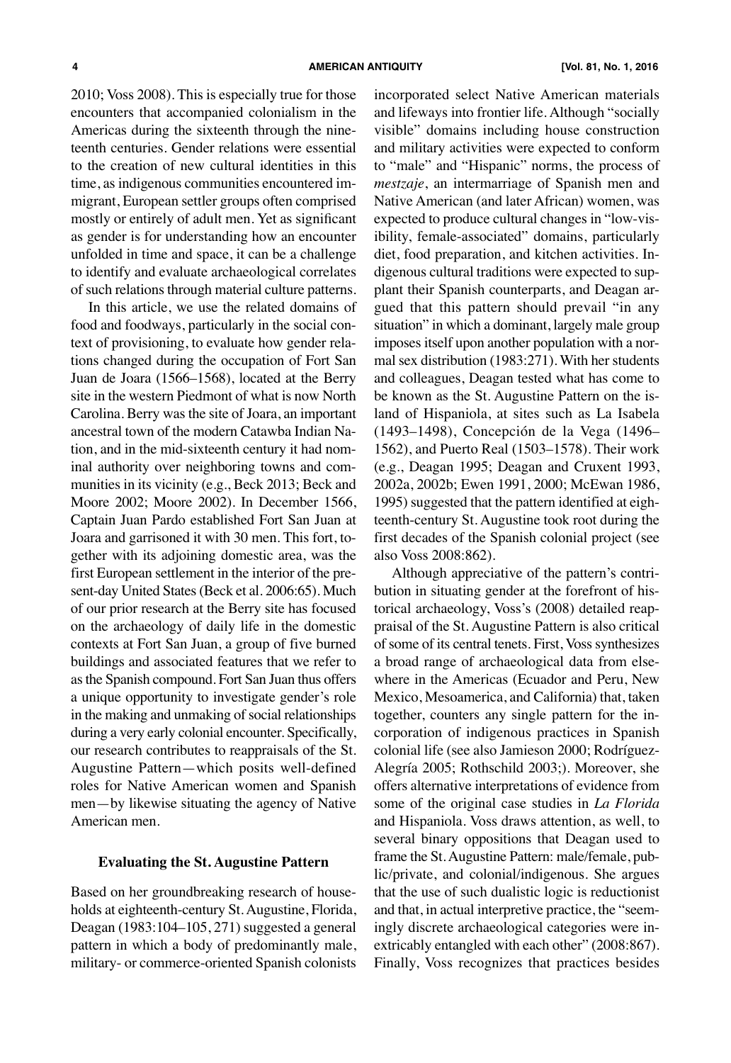2010; Voss 2008). This is especially true for those encounters that accompanied colonialism in the Americas during the sixteenth through the nineteenth centuries. Gender relations were essential to the creation of new cultural identities in this time, as indigenous communities encountered immigrant, European settler groups often comprised mostly or entirely of adult men. Yet as significant as gender is for understanding how an encounter unfolded in time and space, it can be a challenge to identify and evaluate archaeological correlates of such relations through material culture patterns.

In this article, we use the related domains of food and foodways, particularly in the social context of provisioning, to evaluate how gender relations changed during the occupation of Fort San Juan de Joara (1566–1568), located at the Berry site in the western Piedmont of what is now North Carolina. Berry was the site of Joara, an important ancestral town of the modern Catawba Indian Nation, and in the mid-sixteenth century it had nominal authority over neighboring towns and communities in its vicinity (e.g., Beck 2013; Beck and Moore 2002; Moore 2002). In December 1566, Captain Juan Pardo established Fort San Juan at Joara and garrisoned it with 30 men. This fort, together with its adjoining domestic area, was the first European settlement in the interior of the present-day United States (Beck et al. 2006:65). Much of our prior research at the Berry site has focused on the archaeology of daily life in the domestic contexts at Fort San Juan, a group of five burned buildings and associated features that we refer to as the Spanish compound. Fort San Juan thus offers a unique opportunity to investigate gender's role in the making and unmaking of social relationships during a very early colonial encounter. Specifically, our research contributes to reappraisals of the St. Augustine Pattern—which posits well-defined roles for Native American women and Spanish men—by likewise situating the agency of Native American men.

### Evaluating the St. Augustine Pattern

Based on her groundbreaking research of households at eighteenth-century St. Augustine, Florida, Deagan (1983:104–105, 271) suggested a general pattern in which a body of predominantly male, military- or commerce-oriented Spanish colonists incorporated select Native American materials and lifeways into frontier life. Although "socially visible" domains including house construction and military activities were expected to conform to "male" and "Hispanic" norms, the process of *mestzaje*, an intermarriage of Spanish men and Native American (and later African) women, was expected to produce cultural changes in "low-visibility, female-associated" domains, particularly diet, food preparation, and kitchen activities. Indigenous cultural traditions were expected to supplant their Spanish counterparts, and Deagan argued that this pattern should prevail "in any situation" in which a dominant, largely male group imposes itself upon another population with a normal sex distribution (1983:271). With her students and colleagues, Deagan tested what has come to be known as the St. Augustine Pattern on the island of Hispaniola, at sites such as La Isabela (1493–1498), Concepción de la Vega (1496–1562), and Puerto Real (1503–1578). Their work (e.g., Deagan 1995; Deagan and Cruxent 1993, 2002a, 2002b; Ewen 1991, 2000; McEwan 1986, 1995) suggested that the pattern identified at eighteenth-century St. Augustine took root during the first decades of the Spanish colonial project (see also Voss 2008:862).

Although appreciative of the pattern's contribution in situating gender at the forefront of historical archaeology, Voss's (2008) detailed reappraisal of the St. Augustine Pattern is also critical of some of its central tenets. First, Voss synthesizes a broad range of archaeological data from elsewhere in the Americas (Ecuador and Peru, New Mexico, Mesoamerica, and California) that, taken together, counters any single pattern for the incorporation of indigenous practices in Spanish colonial life (see also Jamieson 2000; Rodríguez-Alegría 2005; Rothschild 2003;). Moreover, she offers alternative interpretations of evidence from some of the original case studies in *La Florida* and Hispaniola. Voss draws attention, as well, to several binary oppositions that Deagan used to frame the St. Augustine Pattern: male/female, public/private, and colonial/indigenous. She argues that the use of such dualistic logic is reductionist and that, in actual interpretive practice, the "seemingly discrete archaeological categories were inextricably entangled with each other" (2008:867). Finally, Voss recognizes that practices besides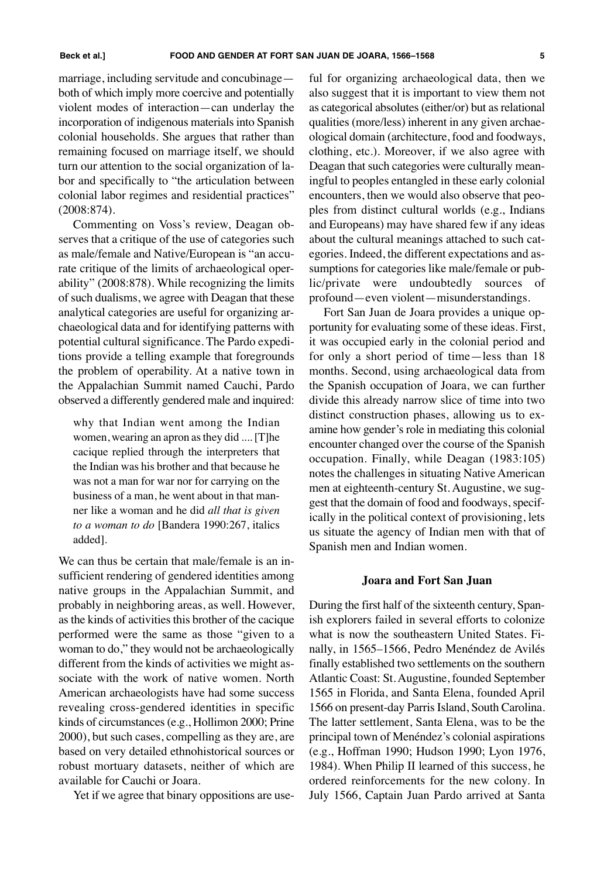marriage, including servitude and concubinage—both of which imply more coercive and potentially violent modes of interaction—can underlay the incorporation of indigenous materials into Spanish colonial households. She argues that rather than remaining focused on marriage itself, we should turn our attention to the social organization of labor and specifically to "the articulation between colonial labor regimes and residential practices" (2008:874).

Commenting on Voss's review, Deagan observes that a critique of the use of categories such as male/female and Native/European is "an accurate critique of the limits of archaeological operability" (2008:878). While recognizing the limits of such dualisms, we agree with Deagan that these analytical categories are useful for organizing archaeological data and for identifying patterns with potential cultural significance. The Pardo expeditions provide a telling example that foregrounds the problem of operability. At a native town in the Appalachian Summit named Cauchi, Pardo observed a differently gendered male and inquired:

> why that Indian went among the Indian women, wearing an apron as they did .... [T]he cacique replied through the interpreters that the Indian was his brother and that because he was not a man for war nor for carrying on the business of a man, he went about in that manner like a woman and he did *all that is given to a woman to do* [Bandera 1990:267, italics added].

We can thus be certain that male/female is an insufficient rendering of gendered identities among native groups in the Appalachian Summit, and probably in neighboring areas, as well. However, as the kinds of activities this brother of the cacique performed were the same as those "given to a woman to do," they would not be archaeologically different from the kinds of activities we might associate with the work of native women. North American archaeologists have had some success revealing cross-gendered identities in specific kinds of circumstances (e.g., Hollimon 2000; Prine 2000), but such cases, compelling as they are, are based on very detailed ethnohistorical sources or robust mortuary datasets, neither of which are available for Cauchi or Joara.

Yet if we agree that binary oppositions are useful for organizing archaeological data, then we also suggest that it is important to view them not as categorical absolutes (either/or) but as relational qualities (more/less) inherent in any given archaeological domain (architecture, food and foodways, clothing, etc.). Moreover, if we also agree with Deagan that such categories were culturally meaningful to peoples entangled in these early colonial encounters, then we would also observe that peoples from distinct cultural worlds (e.g., Indians and Europeans) may have shared few if any ideas about the cultural meanings attached to such categories. Indeed, the different expectations and assumptions for categories like male/female or public/private were undoubtedly sources of profound—even violent—misunderstandings.

Fort San Juan de Joara provides a unique opportunity for evaluating some of these ideas. First, it was occupied early in the colonial period and for only a short period of time—less than 18 months. Second, using archaeological data from the Spanish occupation of Joara, we can further divide this already narrow slice of time into two distinct construction phases, allowing us to examine how gender's role in mediating this colonial encounter changed over the course of the Spanish occupation. Finally, while Deagan (1983:105) notes the challenges in situating Native American men at eighteenth-century St. Augustine, we suggest that the domain of food and foodways, specifically in the political context of provisioning, lets us situate the agency of Indian men with that of Spanish men and Indian women.

## Joara and Fort San Juan

During the first half of the sixteenth century, Spanish explorers failed in several efforts to colonize what is now the southeastern United States. Finally, in 1565–1566, Pedro Menéndez de Avilés finally established two settlements on the southern Atlantic Coast: St. Augustine, founded September 1565 in Florida, and Santa Elena, founded April 1566 on present-day Parris Island, South Carolina. The latter settlement, Santa Elena, was to be the principal town of Menéndez's colonial aspirations (e.g., Hoffman 1990; Hudson 1990; Lyon 1976, 1984). When Philip II learned of this success, he ordered reinforcements for the new colony. In July 1566, Captain Juan Pardo arrived at Santa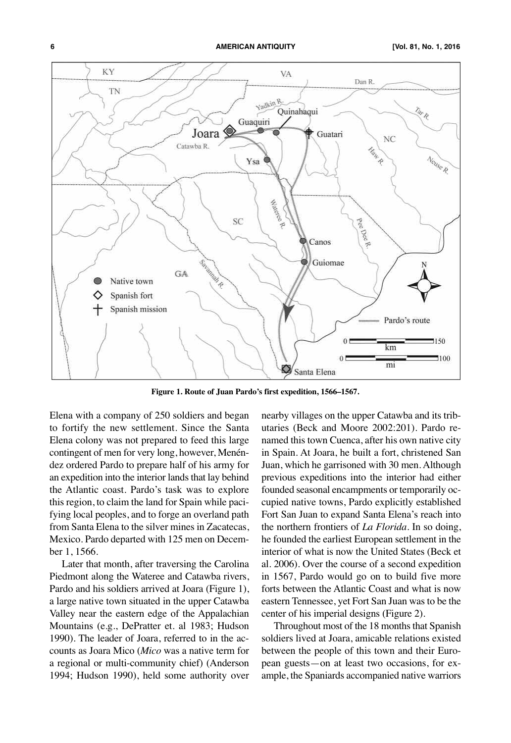Figure 1. Route of Juan Pardo's first expedition, 1566–1567.

Elena with a company of 250 soldiers and began to fortify the new settlement. Since the Santa Elena colony was not prepared to feed this large contingent of men for very long, however, Menéndez ordered Pardo to prepare half of his army for an expedition into the interior lands that lay behind the Atlantic coast. Pardo's task was to explore this region, to claim the land for Spain while pacifying local peoples, and to forge an overland path from Santa Elena to the silver mines in Zacatecas, Mexico. Pardo departed with 125 men on December 1, 1566.

Later that month, after traversing the Carolina Piedmont along the Wateree and Catawba rivers, Pardo and his soldiers arrived at Joara (Figure 1), a large native town situated in the upper Catawba Valley near the eastern edge of the Appalachian Mountains (e.g., DePratter et. al 1983; Hudson 1990). The leader of Joara, referred to in the accounts as Joara Mico (*Mico* was a native term for a regional or multi-community chief) (Anderson 1994; Hudson 1990), held some authority over nearby villages on the upper Catawba and its tributaries (Beck and Moore 2002:201). Pardo renamed this town Cuenca, after his own native city in Spain. At Joara, he built a fort, christened San Juan, which he garrisoned with 30 men. Although previous expeditions into the interior had either founded seasonal encampments or temporarily occupied native towns, Pardo explicitly established Fort San Juan to expand Santa Elena's reach into the northern frontiers of *La Florida*. In so doing, he founded the earliest European settlement in the interior of what is now the United States (Beck et al. 2006). Over the course of a second expedition in 1567, Pardo would go on to build five more forts between the Atlantic Coast and what is now eastern Tennessee, yet Fort San Juan was to be the center of his imperial designs (Figure 2).

Throughout most of the 18 months that Spanish soldiers lived at Joara, amicable relations existed between the people of this town and their European guests—on at least two occasions, for example, the Spaniards accompanied native warriors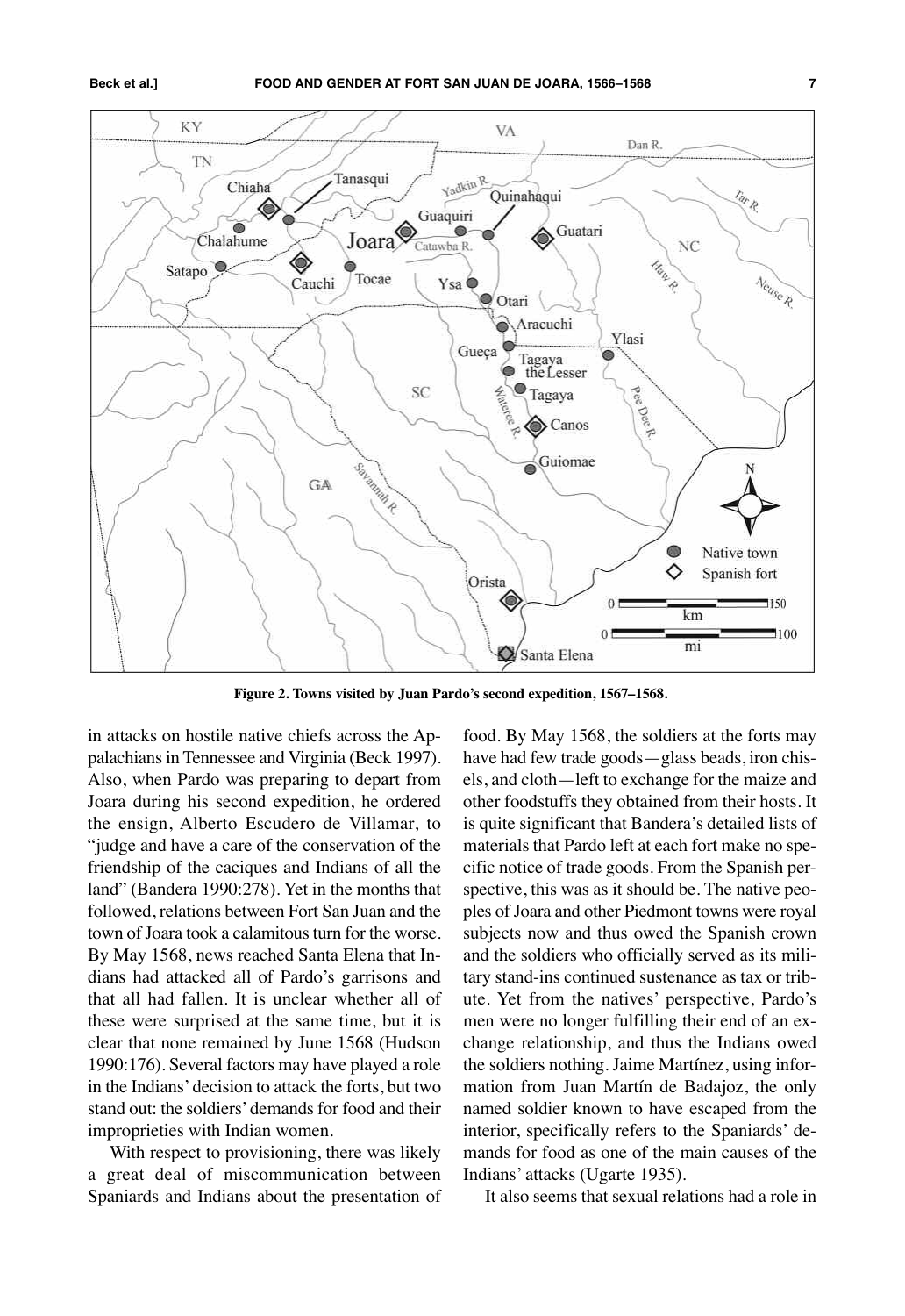Figure 2. Towns visited by Juan Pardo's second expedition, 1567–1568.

in attacks on hostile native chiefs across the Appalachians in Tennessee and Virginia (Beck 1997). Also, when Pardo was preparing to depart from Joara during his second expedition, he ordered the ensign, Alberto Escudero de Villamar, to "judge and have a care of the conservation of the friendship of the caciques and Indians of all the land" (Bandera 1990:278). Yet in the months that followed, relations between Fort San Juan and the town of Joara took a calamitous turn for the worse. By May 1568, news reached Santa Elena that Indians had attacked all of Pardo's garrisons and that all had fallen. It is unclear whether all of these were surprised at the same time, but it is clear that none remained by June 1568 (Hudson 1990:176). Several factors may have played a role in the Indians' decision to attack the forts, but two stand out: the soldiers' demands for food and their improprieties with Indian women.

With respect to provisioning, there was likely a great deal of miscommunication between Spaniards and Indians about the presentation of food. By May 1568, the soldiers at the forts may have had few trade goods—glass beads, iron chisels, and cloth—left to exchange for the maize and other foodstuffs they obtained from their hosts. It is quite significant that Bandera's detailed lists of materials that Pardo left at each fort make no specific notice of trade goods. From the Spanish perspective, this was as it should be. The native peoples of Joara and other Piedmont towns were royal subjects now and thus owed the Spanish crown and the soldiers who officially served as its military stand-ins continued sustenance as tax or tribute. Yet from the natives' perspective, Pardo's men were no longer fulfilling their end of an exchange relationship, and thus the Indians owed the soldiers nothing. Jaime Martínez, using information from Juan Martín de Badajoz, the only named soldier known to have escaped from the interior, specifically refers to the Spaniards' demands for food as one of the main causes of the Indians' attacks (Ugarte 1935).

It also seems that sexual relations had a role in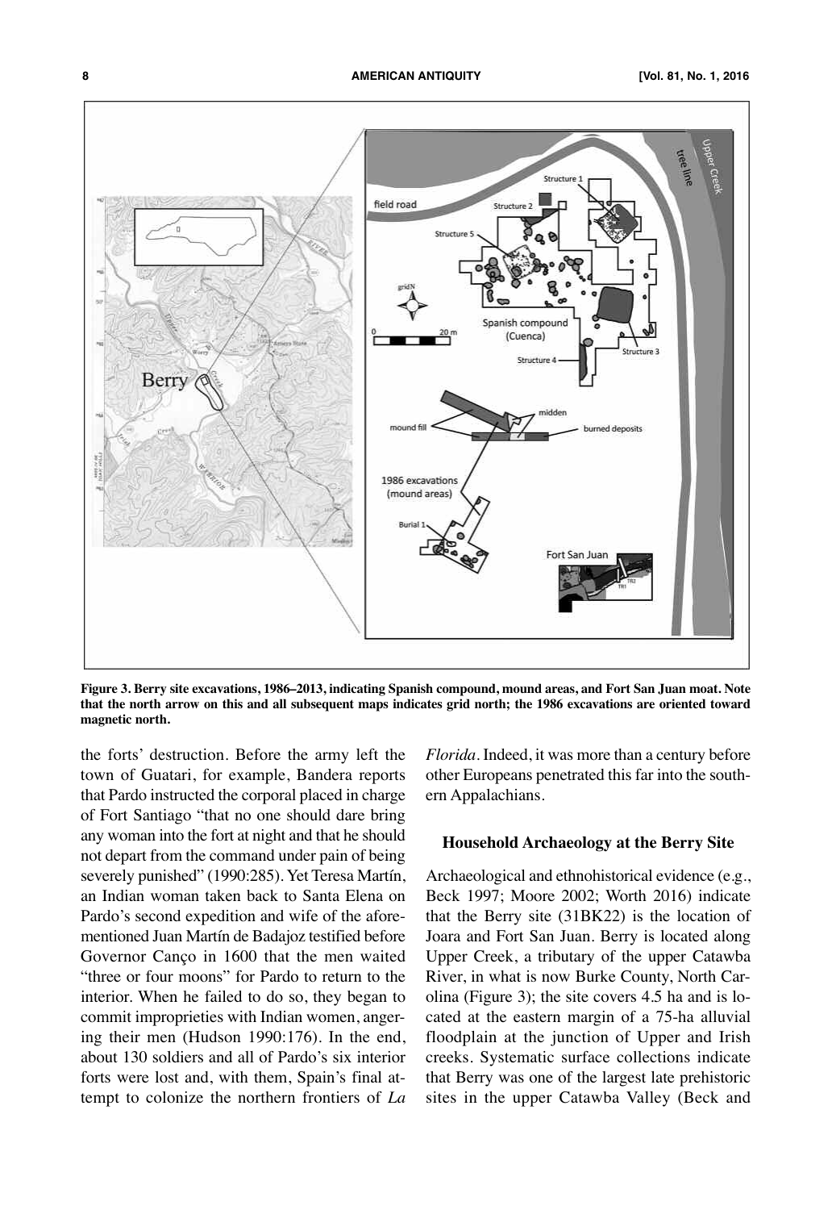Figure 3. Berry site excavations, 1986–2013, indicating Spanish compound, mound areas, and Fort San Juan moat. Note that the north arrow on this and all subsequent maps indicates grid north; the 1986 excavations are oriented toward magnetic north.

the forts' destruction. Before the army left the town of Guatari, for example, Bandera reports that Pardo instructed the corporal placed in charge of Fort Santiago "that no one should dare bring any woman into the fort at night and that he should not depart from the command under pain of being severely punished" (1990:285). Yet Teresa Martín, an Indian woman taken back to Santa Elena on Pardo's second expedition and wife of the aforementioned Juan Martín de Badajoz testified before Governor Canço in 1600 that the men waited "three or four moons" for Pardo to return to the interior. When he failed to do so, they began to commit improprieties with Indian women, angering their men (Hudson 1990:176). In the end, about 130 soldiers and all of Pardo's six interior forts were lost and, with them, Spain's final attempt to colonize the northern frontiers of *La Florida*. Indeed, it was more than a century before other Europeans penetrated this far into the southern Appalachians.

## Household Archaeology at the Berry Site

Archaeological and ethnohistorical evidence (e.g., Beck 1997; Moore 2002; Worth 2016) indicate that the Berry site (31BK22) is the location of Joara and Fort San Juan. Berry is located along Upper Creek, a tributary of the upper Catawba River, in what is now Burke County, North Carolina (Figure 3); the site covers 4.5 ha and is located at the eastern margin of a 75-ha alluvial floodplain at the junction of Upper and Irish creeks. Systematic surface collections indicate that Berry was one of the largest late prehistoric sites in the upper Catawba Valley (Beck and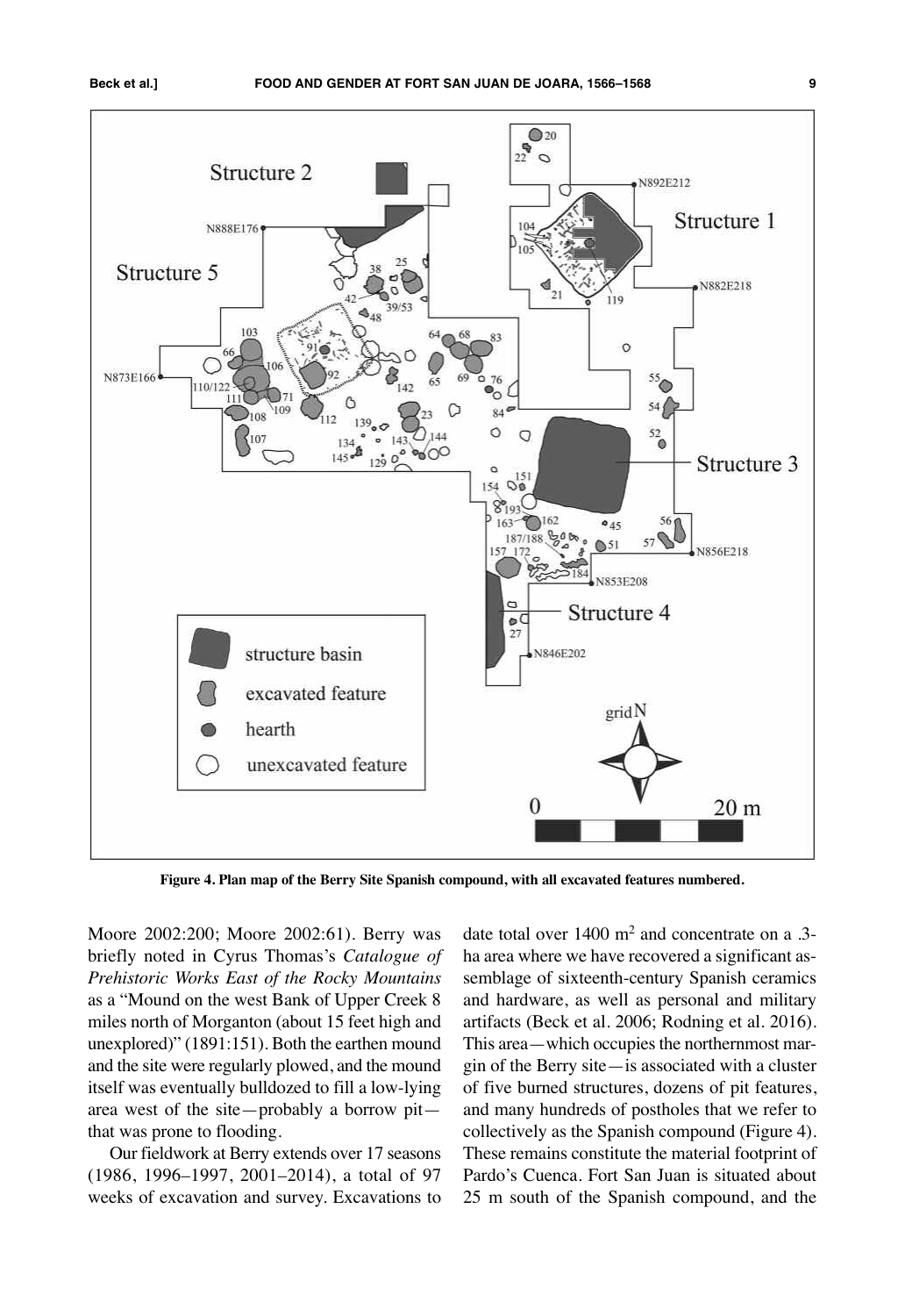Figure 4. Plan map of the Berry Site Spanish compound, with all excavated features numbered.

Moore 2002:200; Moore 2002:61). Berry was briefly noted in Cyrus Thomas's *Catalogue of Prehistoric Works East of the Rocky Mountains* as a "Mound on the west Bank of Upper Creek 8 miles north of Morganton (about 15 feet high and unexplored)" (1891:151). Both the earthen mound and the site were regularly plowed, and the mound itself was eventually bulldozed to fill a low-lying area west of the site—probably a borrow pit—that was prone to flooding.

Our fieldwork at Berry extends over 17 seasons (1986, 1996–1997, 2001–2014), a total of 97 weeks of excavation and survey. Excavations to date total over 1400 m$^2$ and concentrate on a .3-ha area where we have recovered a significant assemblage of sixteenth-century Spanish ceramics and hardware, as well as personal and military artifacts (Beck et al. 2006; Rodning et al. 2016). This area—which occupies the northernmost margin of the Berry site—is associated with a cluster of five burned structures, dozens of pit features, and many hundreds of postholes that we refer to collectively as the Spanish compound (Figure 4). These remains constitute the material footprint of Pardo's Cuenca. Fort San Juan is situated about 25 m south of the Spanish compound, and the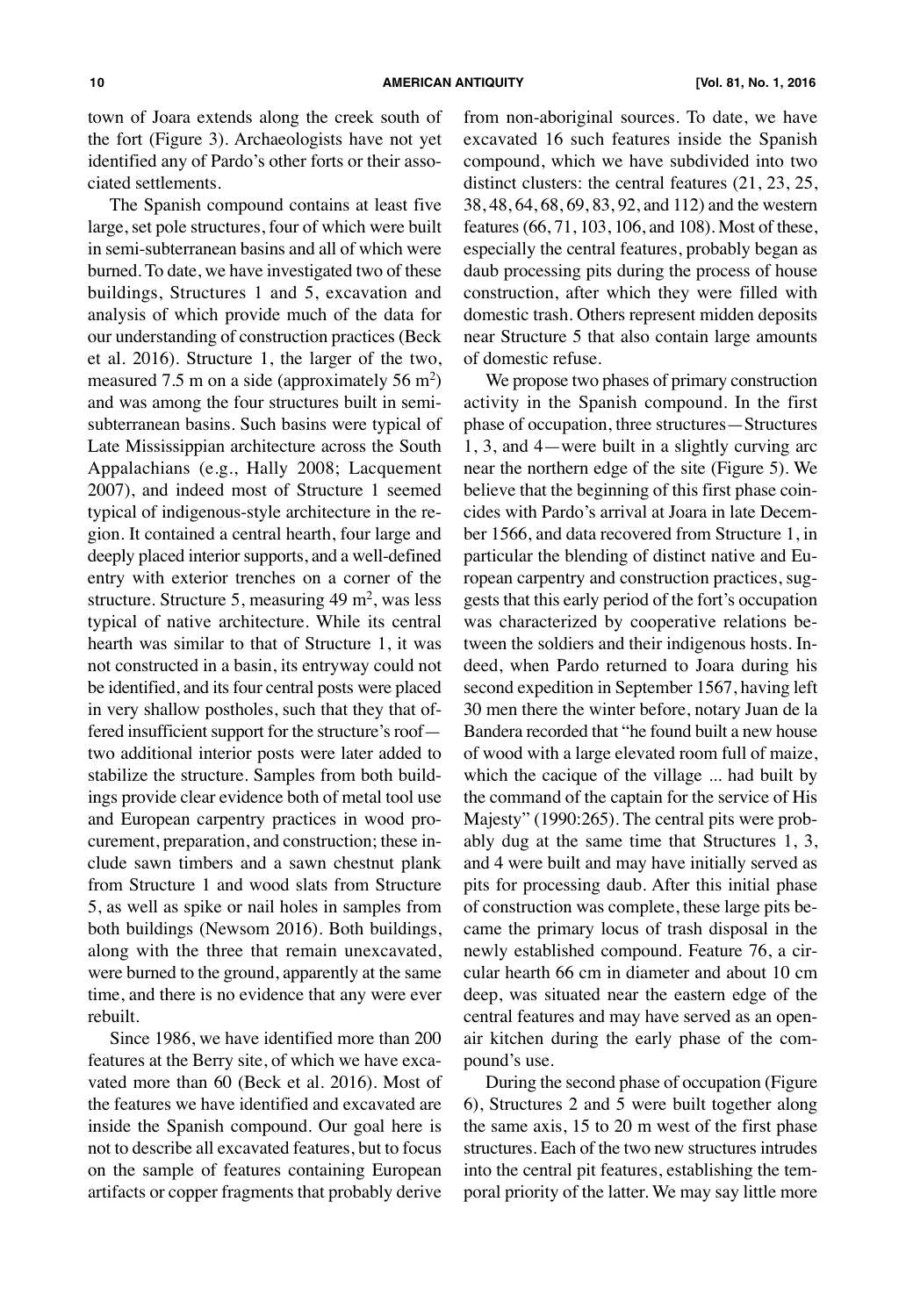town of Joara extends along the creek south of the fort (Figure 3). Archaeologists have not yet identified any of Pardo's other forts or their associated settlements.

The Spanish compound contains at least five large, set pole structures, four of which were built in semi-subterranean basins and all of which were burned. To date, we have investigated two of these buildings, Structures 1 and 5, excavation and analysis of which provide much of the data for our understanding of construction practices (Beck et al. 2016). Structure 1, the larger of the two, measured 7.5 m on a side (approximately 56 $m^2$) and was among the four structures built in semi-subterranean basins. Such basins were typical of Late Mississippian architecture across the South Appalachians (e.g., Hally 2008; Lacquement 2007), and indeed most of Structure 1 seemed typical of indigenous-style architecture in the region. It contained a central hearth, four large and deeply placed interior supports, and a well-defined entry with exterior trenches on a corner of the structure. Structure 5, measuring 49 $m^2$, was less typical of native architecture. While its central hearth was similar to that of Structure 1, it was not constructed in a basin, its entryway could not be identified, and its four central posts were placed in very shallow postholes, such that they that offered insufficient support for the structure's roof—two additional interior posts were later added to stabilize the structure. Samples from both buildings provide clear evidence both of metal tool use and European carpentry practices in wood procurement, preparation, and construction; these include sawn timbers and a sawn chestnut plank from Structure 1 and wood slats from Structure 5, as well as spike or nail holes in samples from both buildings (Newsom 2016). Both buildings, along with the three that remain unexcavated, were burned to the ground, apparently at the same time, and there is no evidence that any were ever rebuilt.

Since 1986, we have identified more than 200 features at the Berry site, of which we have excavated more than 60 (Beck et al. 2016). Most of the features we have identified and excavated are inside the Spanish compound. Our goal here is not to describe all excavated features, but to focus on the sample of features containing European artifacts or copper fragments that probably derive from non-aboriginal sources. To date, we have excavated 16 such features inside the Spanish compound, which we have subdivided into two distinct clusters: the central features (21, 23, 25, 38, 48, 64, 68, 69, 83, 92, and 112) and the western features (66, 71, 103, 106, and 108). Most of these, especially the central features, probably began as daub processing pits during the process of house construction, after which they were filled with domestic trash. Others represent midden deposits near Structure 5 that also contain large amounts of domestic refuse.

We propose two phases of primary construction activity in the Spanish compound. In the first phase of occupation, three structures—Structures 1, 3, and 4—were built in a slightly curving arc near the northern edge of the site (Figure 5). We believe that the beginning of this first phase coincides with Pardo's arrival at Joara in late December 1566, and data recovered from Structure 1, in particular the blending of distinct native and European carpentry and construction practices, suggests that this early period of the fort's occupation was characterized by cooperative relations between the soldiers and their indigenous hosts. Indeed, when Pardo returned to Joara during his second expedition in September 1567, having left 30 men there the winter before, notary Juan de la Bandera recorded that "he found built a new house of wood with a large elevated room full of maize, which the cacique of the village ... had built by the command of the captain for the service of His Majesty" (1990:265). The central pits were probably dug at the same time that Structures 1, 3, and 4 were built and may have initially served as pits for processing daub. After this initial phase of construction was complete, these large pits became the primary locus of trash disposal in the newly established compound. Feature 76, a circular hearth 66 cm in diameter and about 10 cm deep, was situated near the eastern edge of the central features and may have served as an open-air kitchen during the early phase of the compound's use.

During the second phase of occupation (Figure 6), Structures 2 and 5 were built together along the same axis, 15 to 20 m west of the first phase structures. Each of the two new structures intrudes into the central pit features, establishing the temporal priority of the latter. We may say little more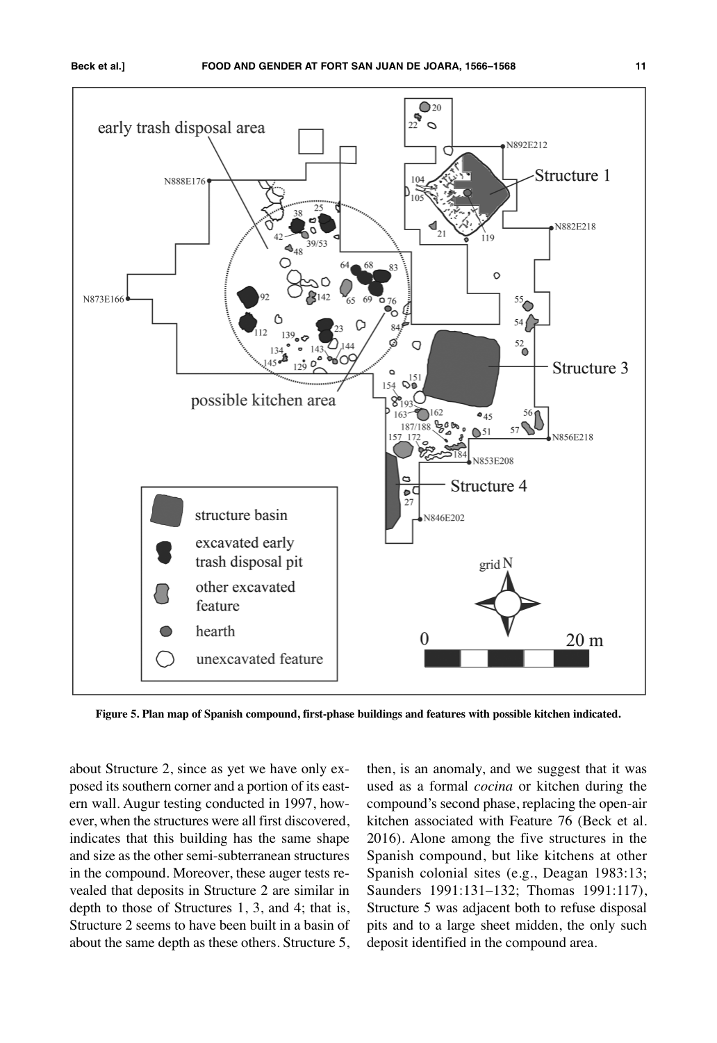Figure 5. Plan map of Spanish compound, first-phase buildings and features with possible kitchen indicated.

about Structure 2, since as yet we have only exposed its southern corner and a portion of its eastern wall. Augur testing conducted in 1997, however, when the structures were all first discovered, indicates that this building has the same shape and size as the other semi-subterranean structures in the compound. Moreover, these auger tests revealed that deposits in Structure 2 are similar in depth to those of Structures 1, 3, and 4; that is, Structure 2 seems to have been built in a basin of about the same depth as these others. Structure 5, then, is an anomaly, and we suggest that it was used as a formal *cocina* or kitchen during the compound's second phase, replacing the open-air kitchen associated with Feature 76 (Beck et al. 2016). Alone among the five structures in the Spanish compound, but like kitchens at other Spanish colonial sites (e.g., Deagan 1983:13; Saunders 1991:131–132; Thomas 1991:117), Structure 5 was adjacent both to refuse disposal pits and to a large sheet midden, the only such deposit identified in the compound area.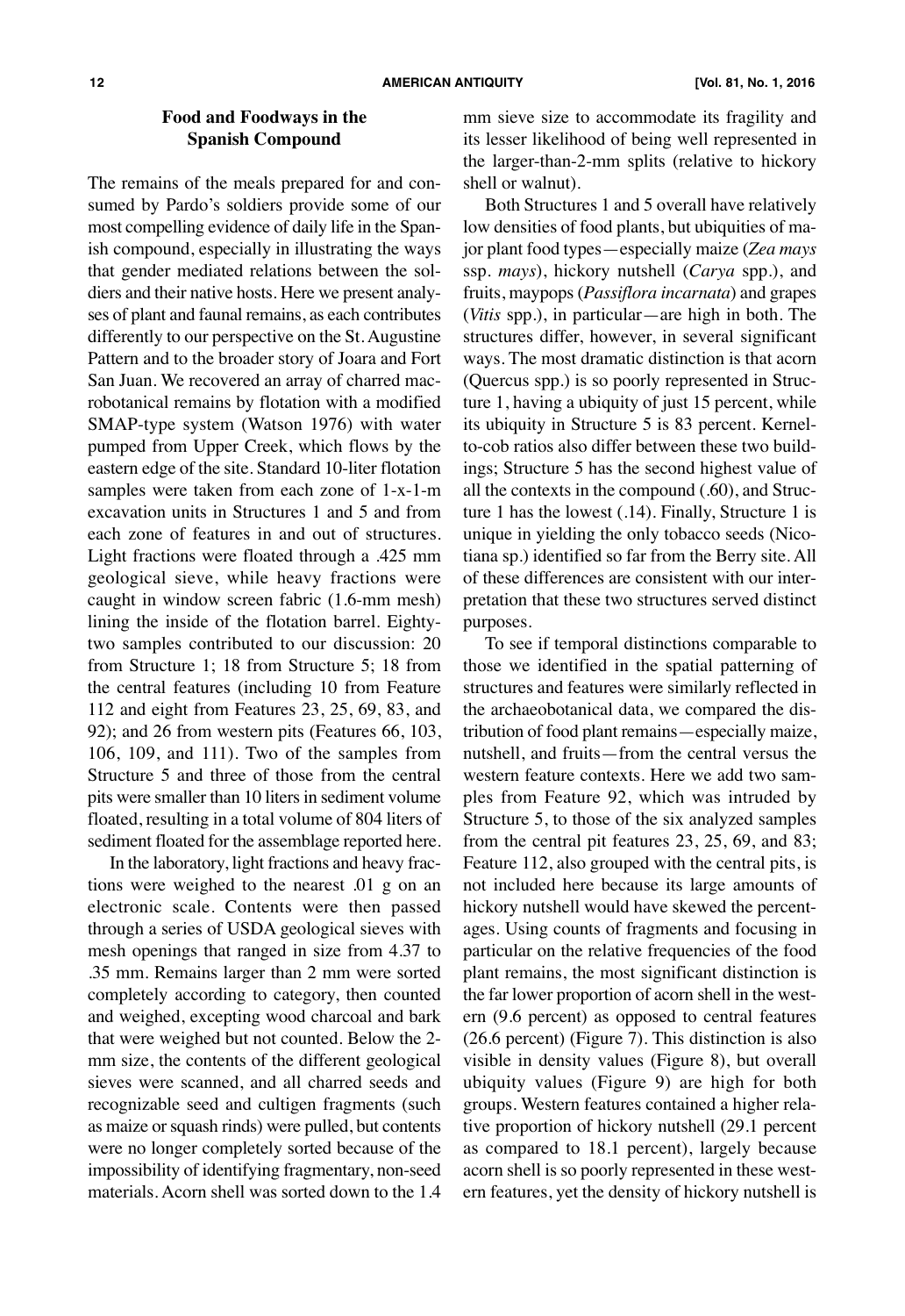## Food and Foodways in the Spanish Compound

The remains of the meals prepared for and consumed by Pardo's soldiers provide some of our most compelling evidence of daily life in the Spanish compound, especially in illustrating the ways that gender mediated relations between the soldiers and their native hosts. Here we present analyses of plant and faunal remains, as each contributes differently to our perspective on the St. Augustine Pattern and to the broader story of Joara and Fort San Juan. We recovered an array of charred macrobotanical remains by flotation with a modified SMAP-type system (Watson 1976) with water pumped from Upper Creek, which flows by the eastern edge of the site. Standard 10-liter flotation samples were taken from each zone of 1-x-1-m excavation units in Structures 1 and 5 and from each zone of features in and out of structures. Light fractions were floated through a .425 mm geological sieve, while heavy fractions were caught in window screen fabric (1.6-mm mesh) lining the inside of the flotation barrel. Eighty-two samples contributed to our discussion: 20 from Structure 1; 18 from Structure 5; 18 from the central features (including 10 from Feature 112 and eight from Features 23, 25, 69, 83, and 92); and 26 from western pits (Features 66, 103, 106, 109, and 111). Two of the samples from Structure 5 and three of those from the central pits were smaller than 10 liters in sediment volume floated, resulting in a total volume of 804 liters of sediment floated for the assemblage reported here.

In the laboratory, light fractions and heavy fractions were weighed to the nearest .01 g on an electronic scale. Contents were then passed through a series of USDA geological sieves with mesh openings that ranged in size from 4.37 to .35 mm. Remains larger than 2 mm were sorted completely according to category, then counted and weighed, excepting wood charcoal and bark that were weighed but not counted. Below the 2-mm size, the contents of the different geological sieves were scanned, and all charred seeds and recognizable seed and cultigen fragments (such as maize or squash rinds) were pulled, but contents were no longer completely sorted because of the impossibility of identifying fragmentary, non-seed materials. Acorn shell was sorted down to the 1.4 mm sieve size to accommodate its fragility and its lesser likelihood of being well represented in the larger-than-2-mm splits (relative to hickory shell or walnut).

Both Structures 1 and 5 overall have relatively low densities of food plants, but ubiquities of major plant food types—especially maize (*Zea mays* ssp. *mays*), hickory nutshell (*Carya* spp.), and fruits, maypops (*Passiflora incarnata*) and grapes (*Vitis* spp.), in particular—are high in both. The structures differ, however, in several significant ways. The most dramatic distinction is that acorn (Quercus spp.) is so poorly represented in Structure 1, having a ubiquity of just 15 percent, while its ubiquity in Structure 5 is 83 percent. Kernel-to-cob ratios also differ between these two buildings; Structure 5 has the second highest value of all the contexts in the compound (.60), and Structure 1 has the lowest (.14). Finally, Structure 1 is unique in yielding the only tobacco seeds (Nicotiana sp.) identified so far from the Berry site. All of these differences are consistent with our interpretation that these two structures served distinct purposes.

To see if temporal distinctions comparable to those we identified in the spatial patterning of structures and features were similarly reflected in the archaeobotanical data, we compared the distribution of food plant remains—especially maize, nutshell, and fruits—from the central versus the western feature contexts. Here we add two samples from Feature 92, which was intruded by Structure 5, to those of the six analyzed samples from the central pit features 23, 25, 69, and 83; Feature 112, also grouped with the central pits, is not included here because its large amounts of hickory nutshell would have skewed the percentages. Using counts of fragments and focusing in particular on the relative frequencies of the food plant remains, the most significant distinction is the far lower proportion of acorn shell in the western (9.6 percent) as opposed to central features (26.6 percent) (Figure 7). This distinction is also visible in density values (Figure 8), but overall ubiquity values (Figure 9) are high for both groups. Western features contained a higher relative proportion of hickory nutshell (29.1 percent as compared to 18.1 percent), largely because acorn shell is so poorly represented in these western features, yet the density of hickory nutshell is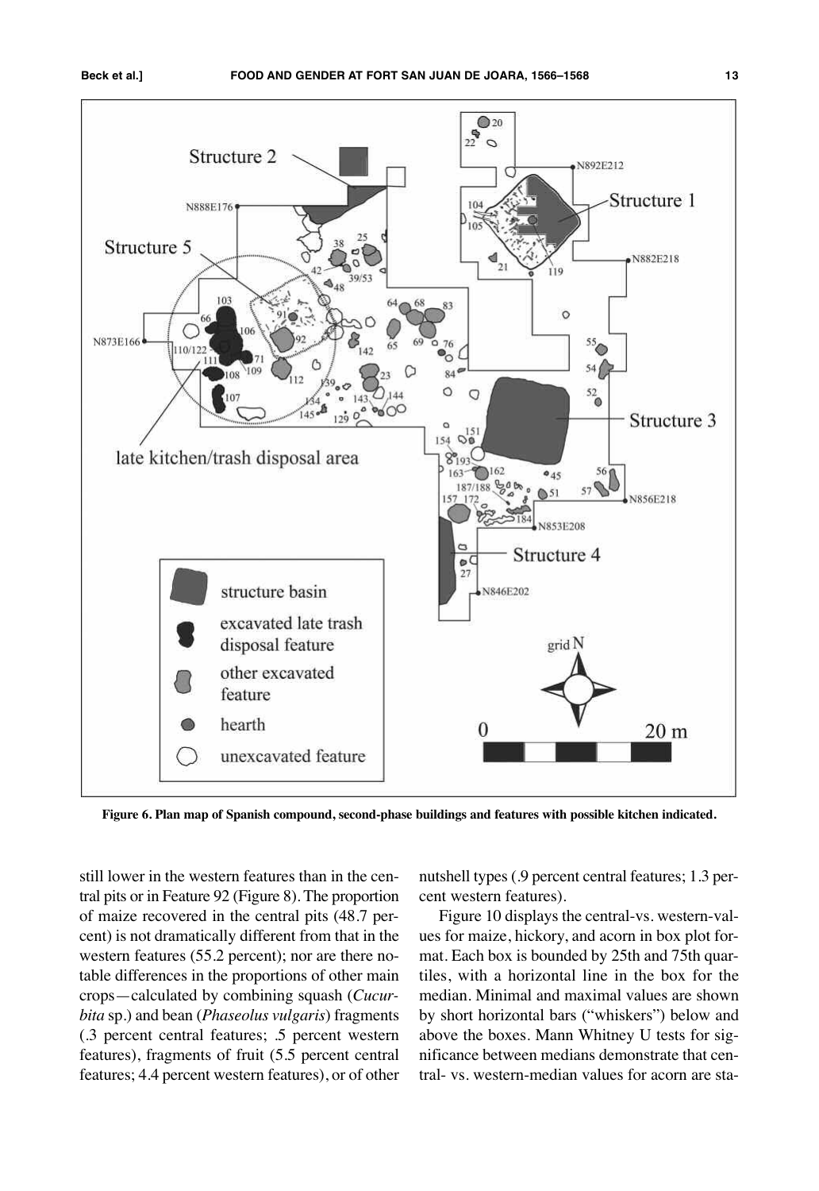Figure 6. Plan map of Spanish compound, second-phase buildings and features with possible kitchen indicated.

still lower in the western features than in the central pits or in Feature 92 (Figure 8). The proportion of maize recovered in the central pits (48.7 percent) is not dramatically different from that in the western features (55.2 percent); nor are there notable differences in the proportions of other main crops—calculated by combining squash (*Cucurbita* sp.) and bean (*Phaseolus vulgaris*) fragments (.3 percent central features; .5 percent western features), fragments of fruit (5.5 percent central features; 4.4 percent western features), or of other nutshell types (.9 percent central features; 1.3 percent western features).

Figure 10 displays the central-vs. western-values for maize, hickory, and acorn in box plot format. Each box is bounded by 25th and 75th quartiles, with a horizontal line in the box for the median. Minimal and maximal values are shown by short horizontal bars ("whiskers") below and above the boxes. Mann Whitney U tests for significance between medians demonstrate that central- vs. western-median values for acorn are sta-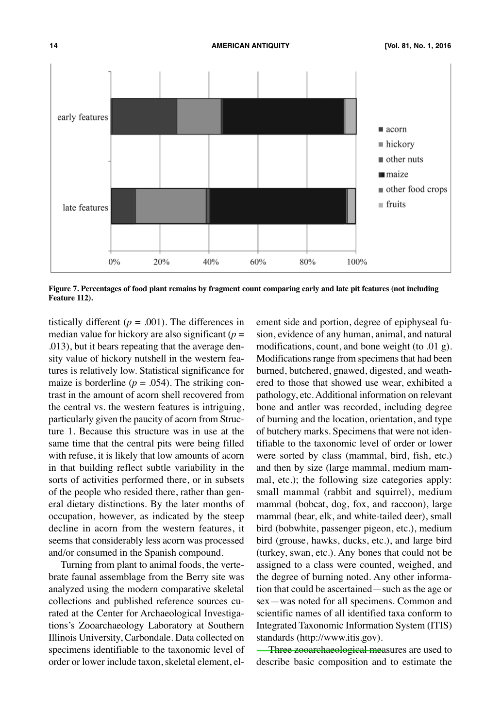Figure 7. Percentages of food plant remains by fragment count comparing early and late pit features (not including Feature 112).

tistically different ($p$ = .001). The differences in median value for hickory are also significant ($p$ = .013), but it bears repeating that the average density value of hickory nutshell in the western features is relatively low. Statistical significance for maize is borderline ($p$ = .054). The striking contrast in the amount of acorn shell recovered from the central vs. the western features is intriguing, particularly given the paucity of acorn from Structure 1. Because this structure was in use at the same time that the central pits were being filled with refuse, it is likely that low amounts of acorn in that building reflect subtle variability in the sorts of activities performed there, or in subsets of the people who resided there, rather than general dietary distinctions. By the later months of occupation, however, as indicated by the steep decline in acorn from the western features, it seems that considerably less acorn was processed and/or consumed in the Spanish compound.

Turning from plant to animal foods, the vertebrate faunal assemblage from the Berry site was analyzed using the modern comparative skeletal collections and published reference sources curated at the Center for Archaeological Investigations's Zooarchaeology Laboratory at Southern Illinois University, Carbondale. Data collected on specimens identifiable to the taxonomic level of order or lower include taxon, skeletal element, element side and portion, degree of epiphyseal fusion, evidence of any human, animal, and natural modifications, count, and bone weight (to .01 g). Modifications range from specimens that had been burned, butchered, gnawed, digested, and weathered to those that showed use wear, exhibited a pathology, etc. Additional information on relevant bone and antler was recorded, including degree of burning and the location, orientation, and type of butchery marks. Specimens that were not identifiable to the taxonomic level of order or lower were sorted by class (mammal, bird, fish, etc.) and then by size (large mammal, medium mammal, etc.); the following size categories apply: small mammal (rabbit and squirrel), medium mammal (bobcat, dog, fox, and raccoon), large mammal (bear, elk, and white-tailed deer), small bird (bobwhite, passenger pigeon, etc.), medium bird (grouse, hawks, ducks, etc.), and large bird (turkey, swan, etc.). Any bones that could not be assigned to a class were counted, weighed, and the degree of burning noted. Any other information that could be ascertained—such as the age or sex—was noted for all specimens. Common and scientific names of all identified taxa conform to Integrated Taxonomic Information System (ITIS) standards (http://www.itis.gov).

Three zooarchaeological measures are used to describe basic composition and to estimate the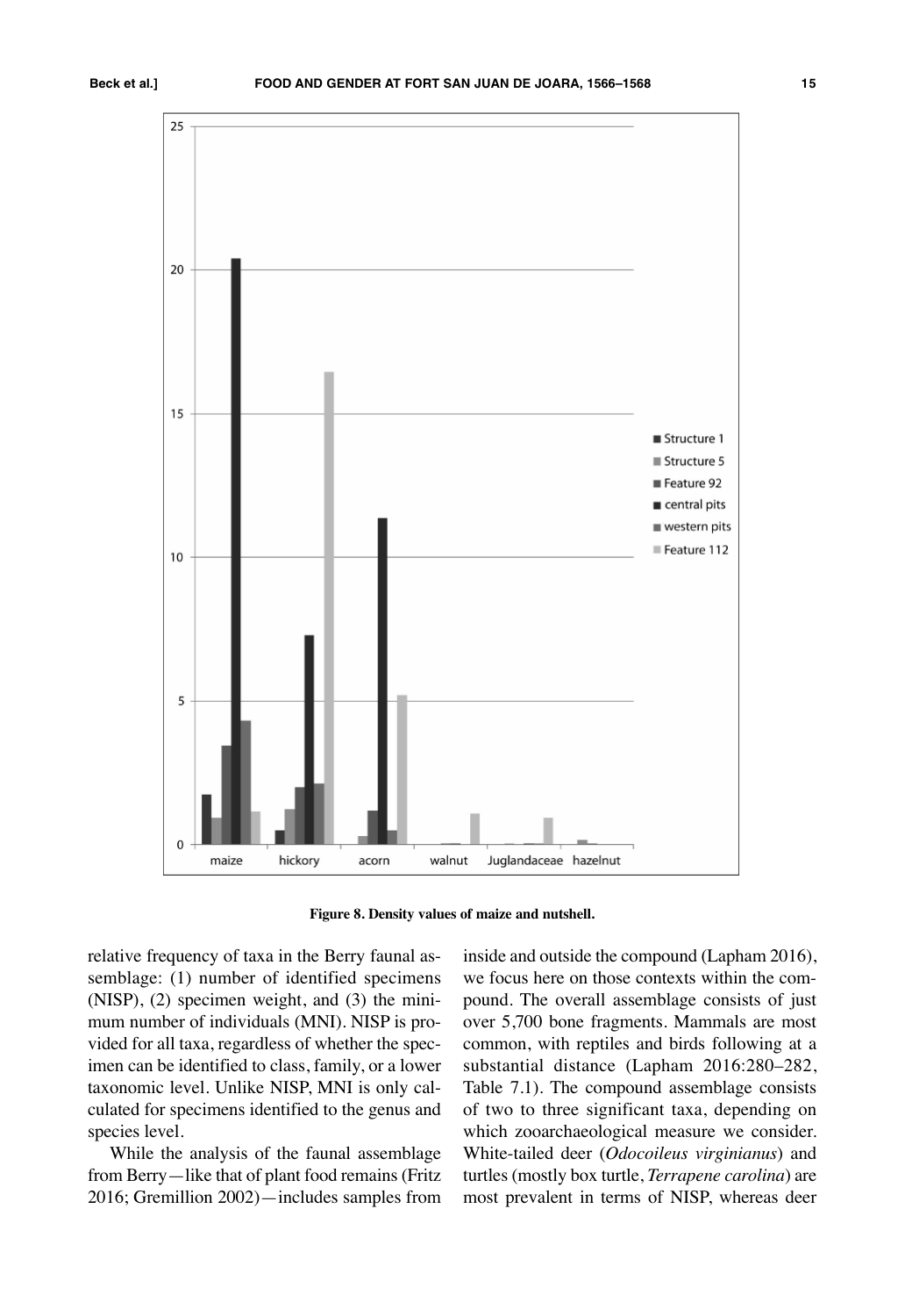Figure 8. Density values of maize and nutshell.

relative frequency of taxa in the Berry faunal assemblage: (1) number of identified specimens (NISP), (2) specimen weight, and (3) the minimum number of individuals (MNI). NISP is provided for all taxa, regardless of whether the specimen can be identified to class, family, or a lower taxonomic level. Unlike NISP, MNI is only calculated for specimens identified to the genus and species level.

While the analysis of the faunal assemblage from Berry—like that of plant food remains (Fritz 2016; Gremillion 2002)—includes samples from inside and outside the compound (Lapham 2016), we focus here on those contexts within the compound. The overall assemblage consists of just over 5,700 bone fragments. Mammals are most common, with reptiles and birds following at a substantial distance (Lapham 2016:280–282, Table 7.1). The compound assemblage consists of two to three significant taxa, depending on which zooarchaeological measure we consider. White-tailed deer (*Odocoileus virginianus*) and turtles (mostly box turtle, *Terrapene carolina*) are most prevalent in terms of NISP, whereas deer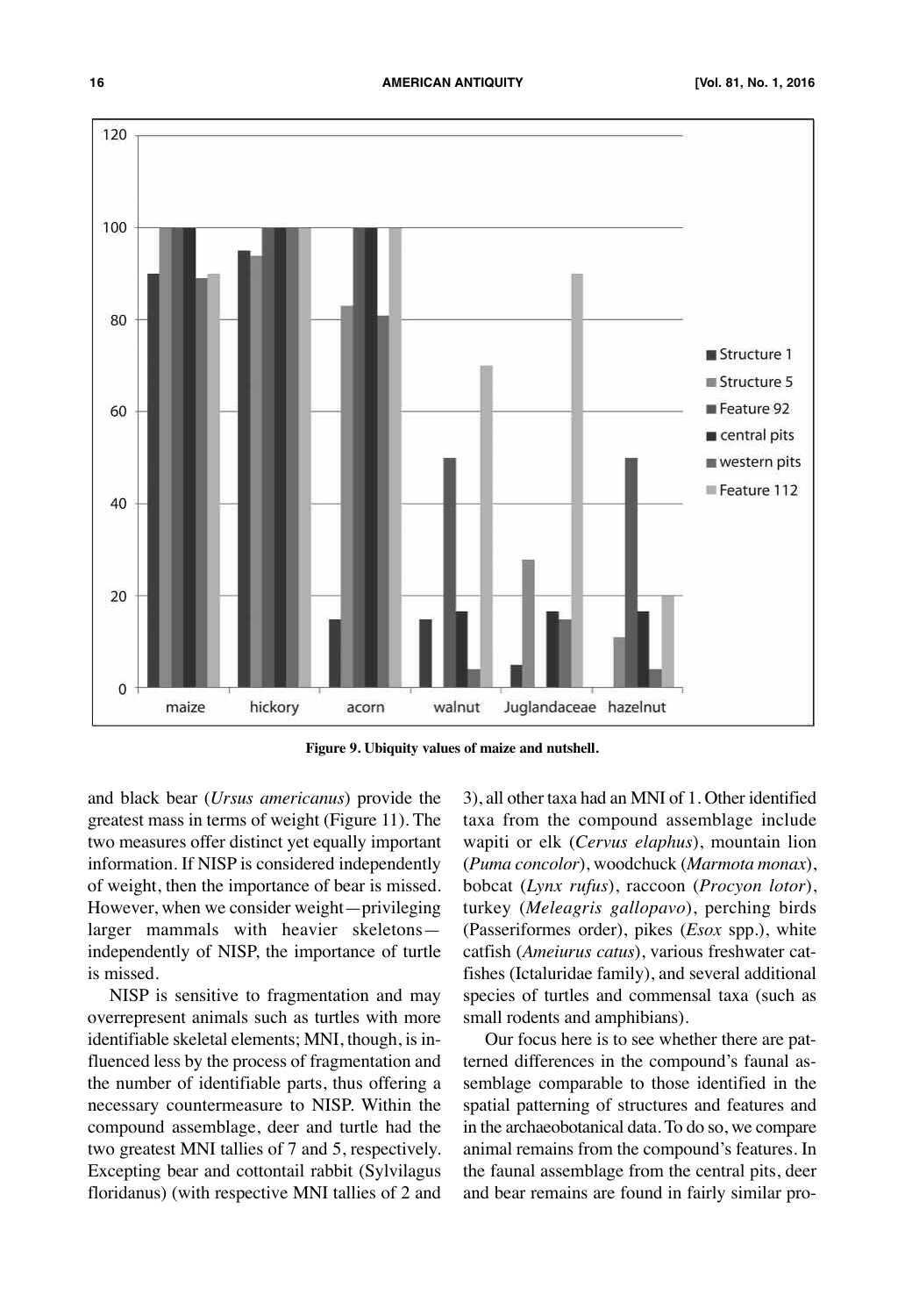Figure 9. Ubiquity values of maize and nutshell.

and black bear (*Ursus americanus*) provide the greatest mass in terms of weight (Figure 11). The two measures offer distinct yet equally important information. If NISP is considered independently of weight, then the importance of bear is missed. However, when we consider weight—privileging larger mammals with heavier skeletons—independently of NISP, the importance of turtle is missed.

NISP is sensitive to fragmentation and may overrepresent animals such as turtles with more identifiable skeletal elements; MNI, though, is influenced less by the process of fragmentation and the number of identifiable parts, thus offering a necessary countermeasure to NISP. Within the compound assemblage, deer and turtle had the two greatest MNI tallies of 7 and 5, respectively. Excepting bear and cottontail rabbit (Sylvilagus floridanus) (with respective MNI tallies of 2 and 3), all other taxa had an MNI of 1. Other identified taxa from the compound assemblage include wapiti or elk (*Cervus elaphus*), mountain lion (*Puma concolor*), woodchuck (*Marmota monax*), bobcat (*Lynx rufus*), raccoon (*Procyon lotor*), turkey (*Meleagris gallopavo*), perching birds (Passeriformes order), pikes (*Esox* spp.), white catfish (*Ameiurus catus*), various freshwater catfishes (Ictaluridae family), and several additional species of turtles and commensal taxa (such as small rodents and amphibians).

Our focus here is to see whether there are patterned differences in the compound's faunal assemblage comparable to those identified in the spatial patterning of structures and features and in the archaeobotanical data. To do so, we compare animal remains from the compound's features. In the faunal assemblage from the central pits, deer and bear remains are found in fairly similar pro-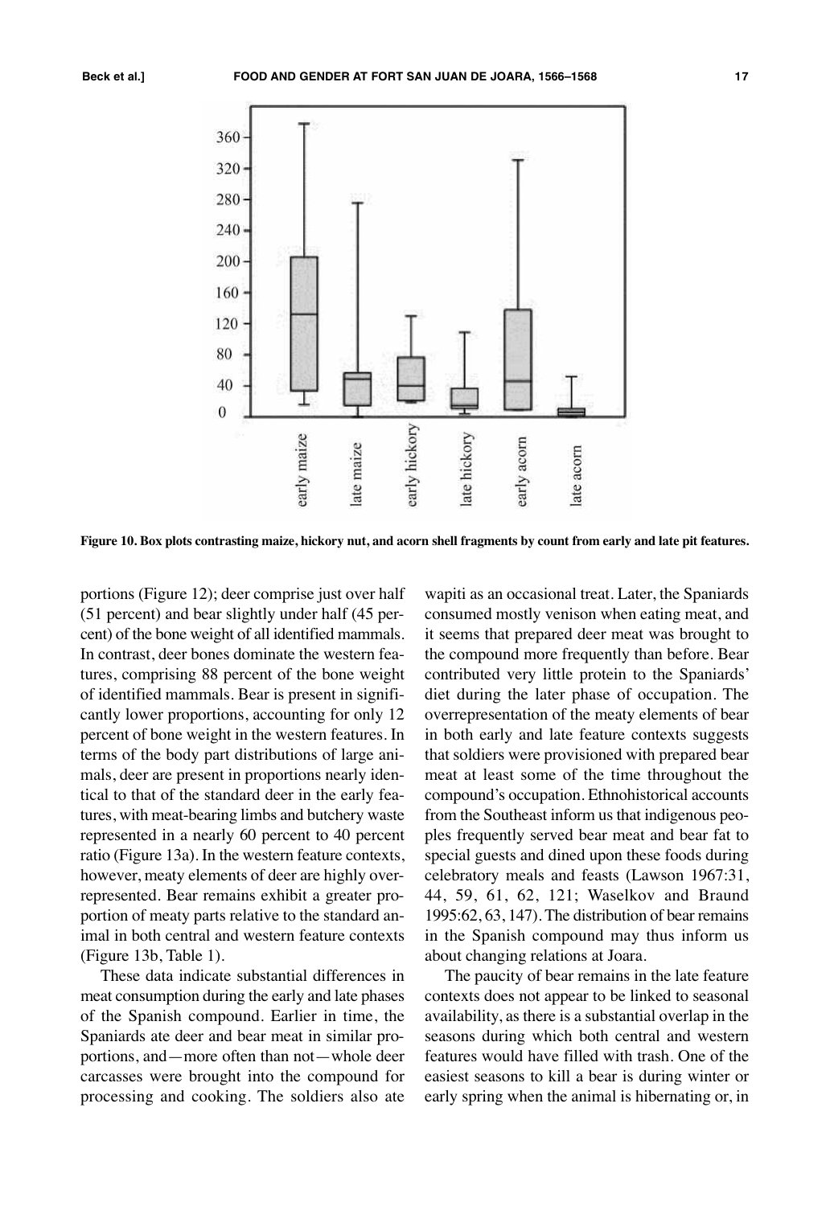Figure 10. Box plots contrasting maize, hickory nut, and acorn shell fragments by count from early and late pit features.

portions (Figure 12); deer comprise just over half (51 percent) and bear slightly under half (45 percent) of the bone weight of all identified mammals. In contrast, deer bones dominate the western features, comprising 88 percent of the bone weight of identified mammals. Bear is present in significantly lower proportions, accounting for only 12 percent of bone weight in the western features. In terms of the body part distributions of large animals, deer are present in proportions nearly identical to that of the standard deer in the early features, with meat-bearing limbs and butchery waste represented in a nearly 60 percent to 40 percent ratio (Figure 13a). In the western feature contexts, however, meaty elements of deer are highly overrepresented. Bear remains exhibit a greater proportion of meaty parts relative to the standard animal in both central and western feature contexts (Figure 13b, Table 1).

These data indicate substantial differences in meat consumption during the early and late phases of the Spanish compound. Earlier in time, the Spaniards ate deer and bear meat in similar proportions, and—more often than not—whole deer carcasses were brought into the compound for processing and cooking. The soldiers also ate wapiti as an occasional treat. Later, the Spaniards consumed mostly venison when eating meat, and it seems that prepared deer meat was brought to the compound more frequently than before. Bear contributed very little protein to the Spaniards' diet during the later phase of occupation. The overrepresentation of the meaty elements of bear in both early and late feature contexts suggests that soldiers were provisioned with prepared bear meat at least some of the time throughout the compound's occupation. Ethnohistorical accounts from the Southeast inform us that indigenous peoples frequently served bear meat and bear fat to special guests and dined upon these foods during celebratory meals and feasts (Lawson 1967:31, 44, 59, 61, 62, 121; Waselkov and Braund 1995:62, 63, 147). The distribution of bear remains in the Spanish compound may thus inform us about changing relations at Joara.

The paucity of bear remains in the late feature contexts does not appear to be linked to seasonal availability, as there is a substantial overlap in the seasons during which both central and western features would have filled with trash. One of the easiest seasons to kill a bear is during winter or early spring when the animal is hibernating or, in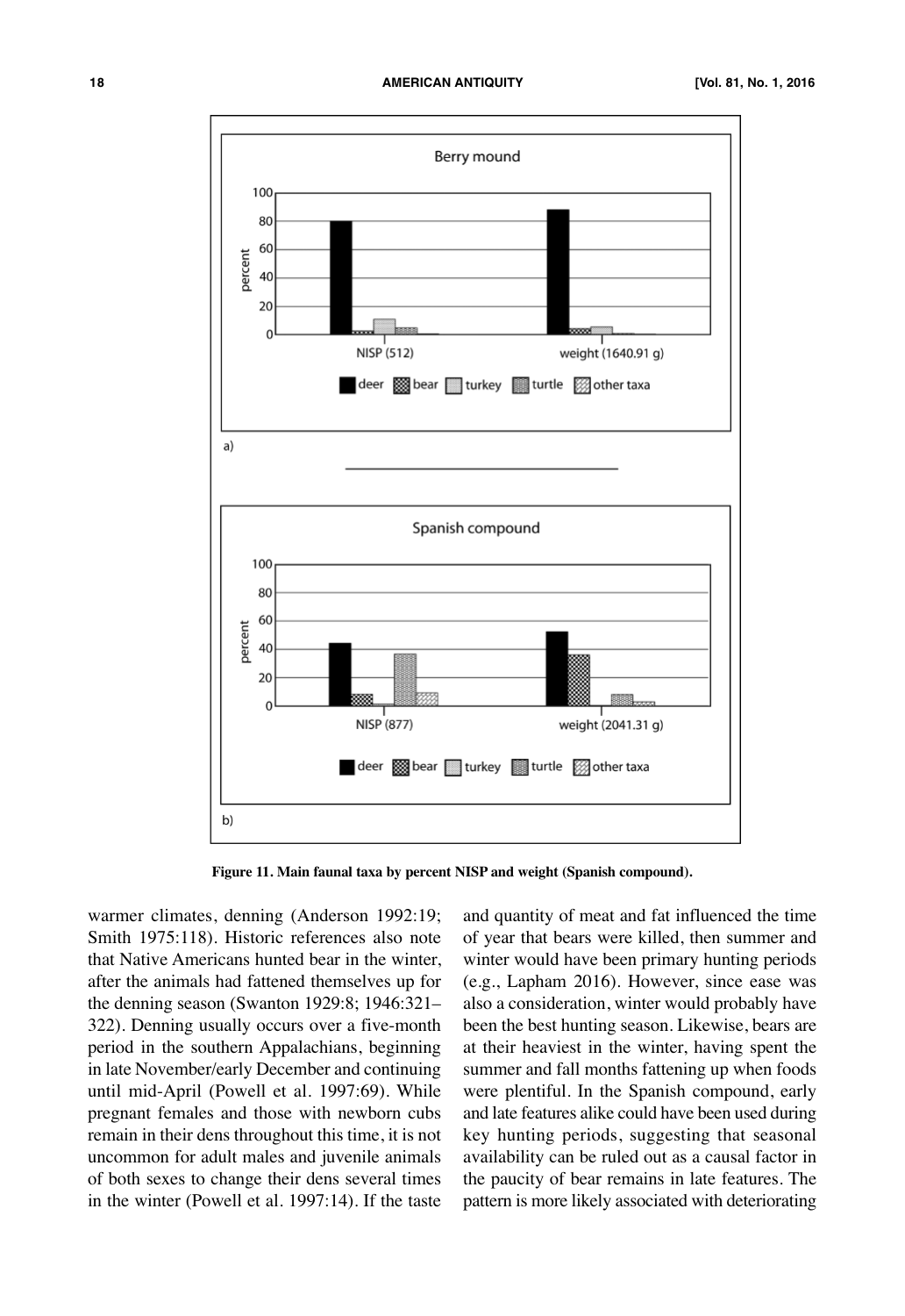Figure 11. Main faunal taxa by percent NISP and weight (Spanish compound).

warmer climates, denning (Anderson 1992:19; Smith 1975:118). Historic references also note that Native Americans hunted bear in the winter, after the animals had fattened themselves up for the denning season (Swanton 1929:8; 1946:321–322). Denning usually occurs over a five-month period in the southern Appalachians, beginning in late November/early December and continuing until mid-April (Powell et al. 1997:69). While pregnant females and those with newborn cubs remain in their dens throughout this time, it is not uncommon for adult males and juvenile animals of both sexes to change their dens several times in the winter (Powell et al. 1997:14). If the taste and quantity of meat and fat influenced the time of year that bears were killed, then summer and winter would have been primary hunting periods (e.g., Lapham 2016). However, since ease was also a consideration, winter would probably have been the best hunting season. Likewise, bears are at their heaviest in the winter, having spent the summer and fall months fattening up when foods were plentiful. In the Spanish compound, early and late features alike could have been used during key hunting periods, suggesting that seasonal availability can be ruled out as a causal factor in the paucity of bear remains in late features. The pattern is more likely associated with deteriorating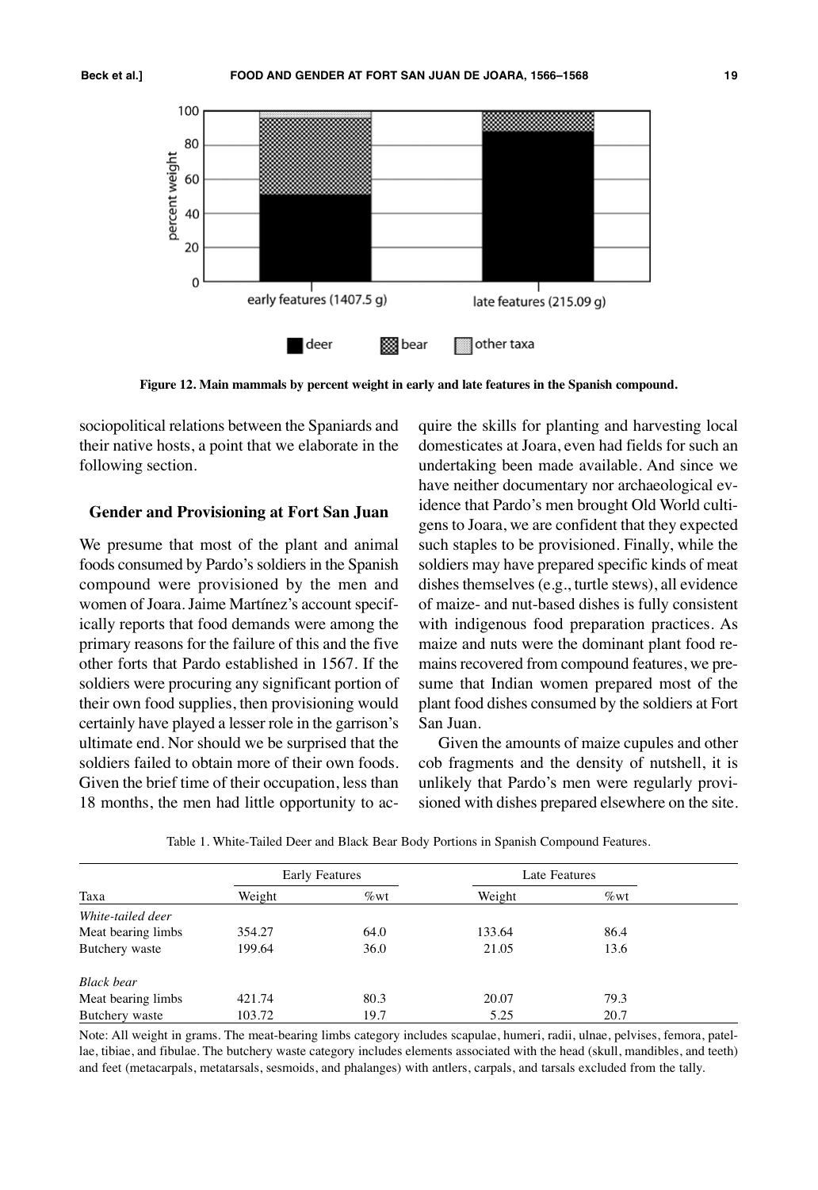Figure 12. Main mammals by percent weight in early and late features in the Spanish compound.

sociopolitical relations between the Spaniards and their native hosts, a point that we elaborate in the following section.

## Gender and Provisioning at Fort San Juan

We presume that most of the plant and animal foods consumed by Pardo's soldiers in the Spanish compound were provisioned by the men and women of Joara. Jaime Martínez's account specifically reports that food demands were among the primary reasons for the failure of this and the five other forts that Pardo established in 1567. If the soldiers were procuring any significant portion of their own food supplies, then provisioning would certainly have played a lesser role in the garrison's ultimate end. Nor should we be surprised that the soldiers failed to obtain more of their own foods. Given the brief time of their occupation, less than 18 months, the men had little opportunity to acquire the skills for planting and harvesting local domesticates at Joara, even had fields for such an undertaking been made available. And since we have neither documentary nor archaeological evidence that Pardo's men brought Old World cultigens to Joara, we are confident that they expected such staples to be provisioned. Finally, while the soldiers may have prepared specific kinds of meat dishes themselves (e.g., turtle stews), all evidence of maize- and nut-based dishes is fully consistent with indigenous food preparation practices. As maize and nuts were the dominant plant food remains recovered from compound features, we presume that Indian women prepared most of the plant food dishes consumed by the soldiers at Fort San Juan.

Given the amounts of maize cupules and other cob fragments and the density of nutshell, it is unlikely that Pardo's men were regularly provisioned with dishes prepared elsewhere on the site.

Table 1. White-Tailed Deer and Black Bear Body Portions in Spanish Compound Features.

| Taxa | Early Features | | Late Features | |
|---|---|---|---|---|
| | Weight | %wt | Weight | %wt |
| *White-tailed deer* | | | | |
| Meat bearing limbs | 354.27 | 64.0 | 133.64 | 86.4 |
| Butchery waste | 199.64 | 36.0 | 21.05 | 13.6 |
| *Black bear* | | | | |
| Meat bearing limbs | 421.74 | 80.3 | 20.07 | 79.3 |
| Butchery waste | 103.72 | 19.7 | 5.25 | 20.7 |

Note: All weight in grams. The meat-bearing limbs category includes scapulae, humeri, radii, ulnae, pelvises, femora, patellae, tibiae, and fibulae. The butchery waste category includes elements associated with the head (skull, mandibles, and teeth) and feet (metacarpals, metatarsals, sesmoids, and phalanges) with antlers, carpals, and tarsals excluded from the tally.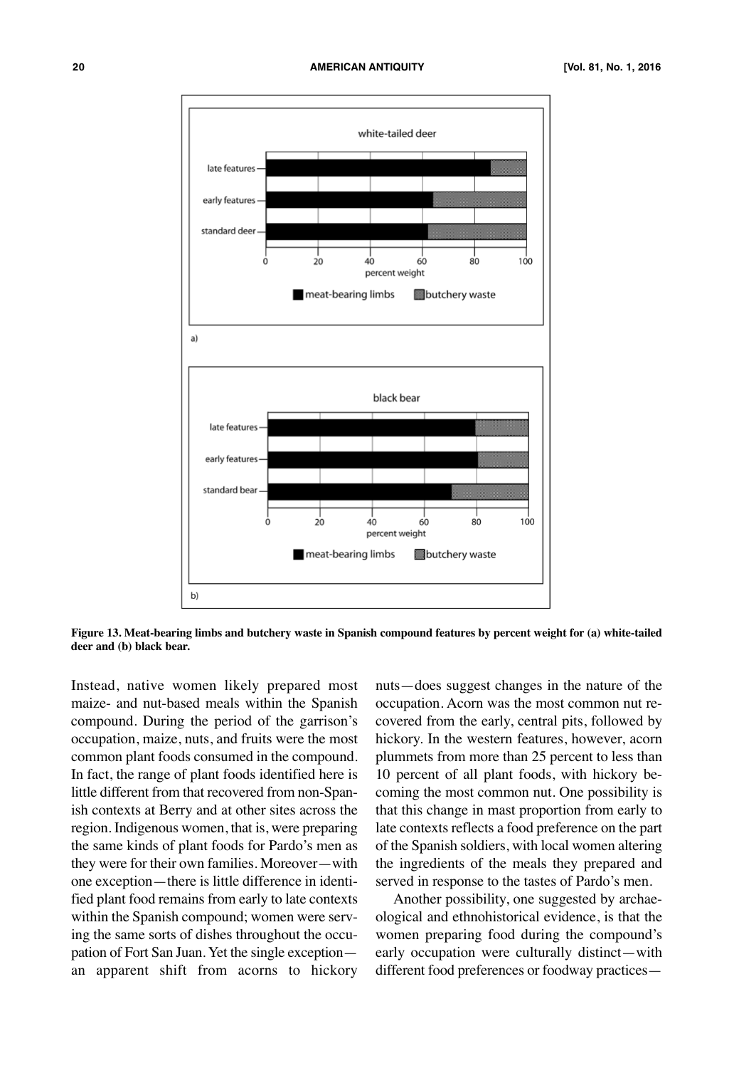Figure 13. Meat-bearing limbs and butchery waste in Spanish compound features by percent weight for (a) white-tailed deer and (b) black bear.

Instead, native women likely prepared most maize- and nut-based meals within the Spanish compound. During the period of the garrison's occupation, maize, nuts, and fruits were the most common plant foods consumed in the compound. In fact, the range of plant foods identified here is little different from that recovered from non-Spanish contexts at Berry and at other sites across the region. Indigenous women, that is, were preparing the same kinds of plant foods for Pardo's men as they were for their own families. Moreover—with one exception—there is little difference in identified plant food remains from early to late contexts within the Spanish compound; women were serving the same sorts of dishes throughout the occupation of Fort San Juan. Yet the single exception—an apparent shift from acorns to hickory nuts—does suggest changes in the nature of the occupation. Acorn was the most common nut recovered from the early, central pits, followed by hickory. In the western features, however, acorn plummets from more than 25 percent to less than 10 percent of all plant foods, with hickory becoming the most common nut. One possibility is that this change in mast proportion from early to late contexts reflects a food preference on the part of the Spanish soldiers, with local women altering the ingredients of the meals they prepared and served in response to the tastes of Pardo's men.

Another possibility, one suggested by archaeological and ethnohistorical evidence, is that the women preparing food during the compound's early occupation were culturally distinct—with different food preferences or foodway practices—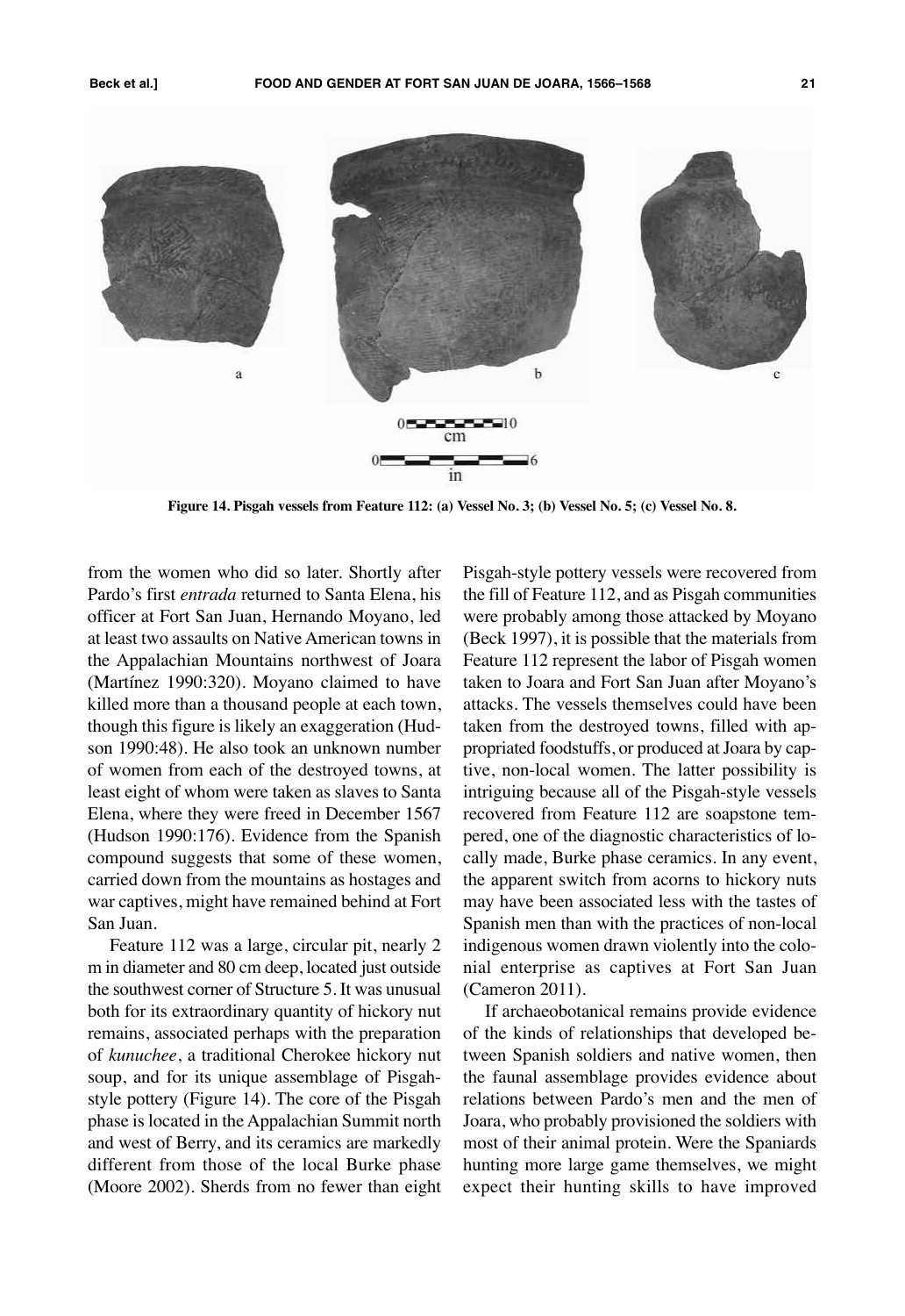Figure 14. Pisgah vessels from Feature 112: (a) Vessel No. 3; (b) Vessel No. 5; (c) Vessel No. 8.

from the women who did so later. Shortly after Pardo's first *entrada* returned to Santa Elena, his officer at Fort San Juan, Hernando Moyano, led at least two assaults on Native American towns in the Appalachian Mountains northwest of Joara (Martínez 1990:320). Moyano claimed to have killed more than a thousand people at each town, though this figure is likely an exaggeration (Hudson 1990:48). He also took an unknown number of women from each of the destroyed towns, at least eight of whom were taken as slaves to Santa Elena, where they were freed in December 1567 (Hudson 1990:176). Evidence from the Spanish compound suggests that some of these women, carried down from the mountains as hostages and war captives, might have remained behind at Fort San Juan.

Feature 112 was a large, circular pit, nearly 2 m in diameter and 80 cm deep, located just outside the southwest corner of Structure 5. It was unusual both for its extraordinary quantity of hickory nut remains, associated perhaps with the preparation of *kunuchee*, a traditional Cherokee hickory nut soup, and for its unique assemblage of Pisgah-style pottery (Figure 14). The core of the Pisgah phase is located in the Appalachian Summit north and west of Berry, and its ceramics are markedly different from those of the local Burke phase (Moore 2002). Sherds from no fewer than eight Pisgah-style pottery vessels were recovered from the fill of Feature 112, and as Pisgah communities were probably among those attacked by Moyano (Beck 1997), it is possible that the materials from Feature 112 represent the labor of Pisgah women taken to Joara and Fort San Juan after Moyano's attacks. The vessels themselves could have been taken from the destroyed towns, filled with appropriated foodstuffs, or produced at Joara by captive, non-local women. The latter possibility is intriguing because all of the Pisgah-style vessels recovered from Feature 112 are soapstone tempered, one of the diagnostic characteristics of locally made, Burke phase ceramics. In any event, the apparent switch from acorns to hickory nuts may have been associated less with the tastes of Spanish men than with the practices of non-local indigenous women drawn violently into the colonial enterprise as captives at Fort San Juan (Cameron 2011).

If archaeobotanical remains provide evidence of the kinds of relationships that developed between Spanish soldiers and native women, then the faunal assemblage provides evidence about relations between Pardo's men and the men of Joara, who probably provisioned the soldiers with most of their animal protein. Were the Spaniards hunting more large game themselves, we might expect their hunting skills to have improved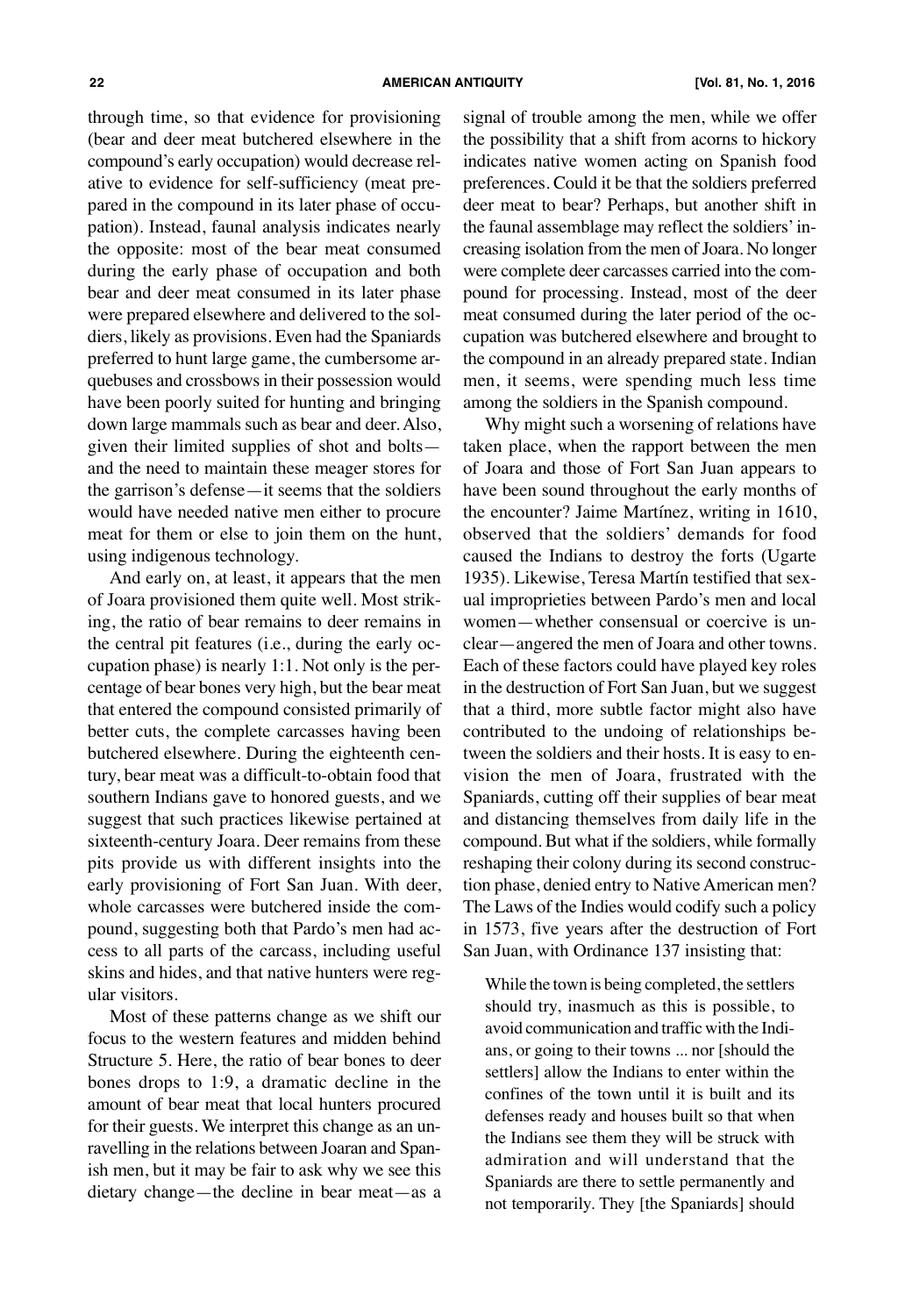through time, so that evidence for provisioning (bear and deer meat butchered elsewhere in the compound's early occupation) would decrease relative to evidence for self-sufficiency (meat prepared in the compound in its later phase of occupation). Instead, faunal analysis indicates nearly the opposite: most of the bear meat consumed during the early phase of occupation and both bear and deer meat consumed in its later phase were prepared elsewhere and delivered to the soldiers, likely as provisions. Even had the Spaniards preferred to hunt large game, the cumbersome arquebuses and crossbows in their possession would have been poorly suited for hunting and bringing down large mammals such as bear and deer. Also, given their limited supplies of shot and bolts—and the need to maintain these meager stores for the garrison's defense—it seems that the soldiers would have needed native men either to procure meat for them or else to join them on the hunt, using indigenous technology.

And early on, at least, it appears that the men of Joara provisioned them quite well. Most striking, the ratio of bear remains to deer remains in the central pit features (i.e., during the early occupation phase) is nearly 1:1. Not only is the percentage of bear bones very high, but the bear meat that entered the compound consisted primarily of better cuts, the complete carcasses having been butchered elsewhere. During the eighteenth century, bear meat was a difficult-to-obtain food that southern Indians gave to honored guests, and we suggest that such practices likewise pertained at sixteenth-century Joara. Deer remains from these pits provide us with different insights into the early provisioning of Fort San Juan. With deer, whole carcasses were butchered inside the compound, suggesting both that Pardo's men had access to all parts of the carcass, including useful skins and hides, and that native hunters were regular visitors.

Most of these patterns change as we shift our focus to the western features and midden behind Structure 5. Here, the ratio of bear bones to deer bones drops to 1:9, a dramatic decline in the amount of bear meat that local hunters procured for their guests. We interpret this change as an unravelling in the relations between Joaran and Spanish men, but it may be fair to ask why we see this dietary change—the decline in bear meat—as a signal of trouble among the men, while we offer the possibility that a shift from acorns to hickory indicates native women acting on Spanish food preferences. Could it be that the soldiers preferred deer meat to bear? Perhaps, but another shift in the faunal assemblage may reflect the soldiers' increasing isolation from the men of Joara. No longer were complete deer carcasses carried into the compound for processing. Instead, most of the deer meat consumed during the later period of the occupation was butchered elsewhere and brought to the compound in an already prepared state. Indian men, it seems, were spending much less time among the soldiers in the Spanish compound.

Why might such a worsening of relations have taken place, when the rapport between the men of Joara and those of Fort San Juan appears to have been sound throughout the early months of the encounter? Jaime Martínez, writing in 1610, observed that the soldiers' demands for food caused the Indians to destroy the forts (Ugarte 1935). Likewise, Teresa Martín testified that sexual improprieties between Pardo's men and local women—whether consensual or coercive is unclear—angered the men of Joara and other towns. Each of these factors could have played key roles in the destruction of Fort San Juan, but we suggest that a third, more subtle factor might also have contributed to the undoing of relationships between the soldiers and their hosts. It is easy to envision the men of Joara, frustrated with the Spaniards, cutting off their supplies of bear meat and distancing themselves from daily life in the compound. But what if the soldiers, while formally reshaping their colony during its second construction phase, denied entry to Native American men? The Laws of the Indies would codify such a policy in 1573, five years after the destruction of Fort San Juan, with Ordinance 137 insisting that:

> While the town is being completed, the settlers should try, inasmuch as this is possible, to avoid communication and traffic with the Indians, or going to their towns ... nor [should the settlers] allow the Indians to enter within the confines of the town until it is built and its defenses ready and houses built so that when the Indians see them they will be struck with admiration and will understand that the Spaniards are there to settle permanently and not temporarily. They [the Spaniards] should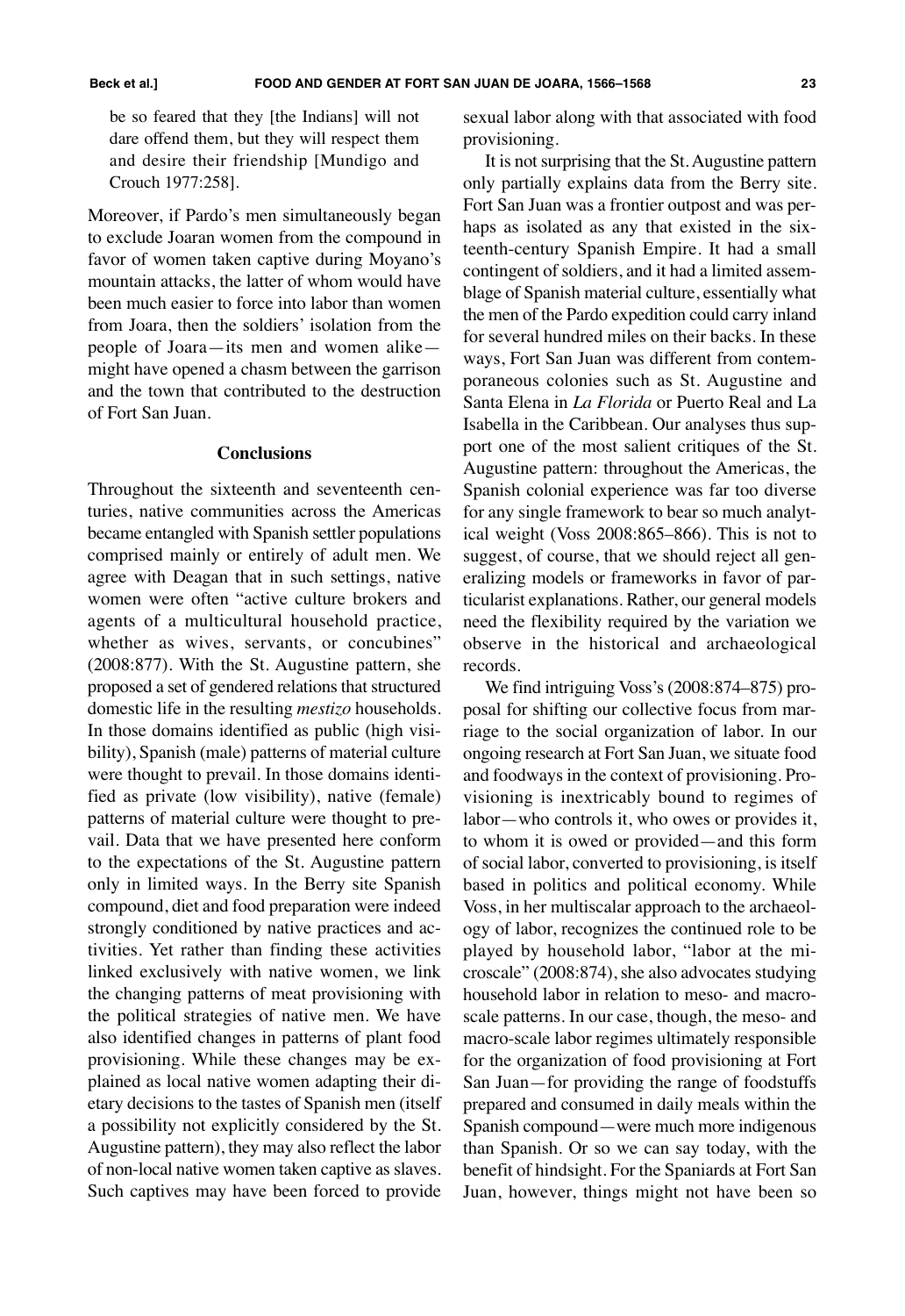be so feared that they [the Indians] will not dare offend them, but they will respect them and desire their friendship [Mundigo and Crouch 1977:258].

Moreover, if Pardo's men simultaneously began to exclude Joaran women from the compound in favor of women taken captive during Moyano's mountain attacks, the latter of whom would have been much easier to force into labor than women from Joara, then the soldiers' isolation from the people of Joara—its men and women alike—might have opened a chasm between the garrison and the town that contributed to the destruction of Fort San Juan.

## Conclusions

Throughout the sixteenth and seventeenth centuries, native communities across the Americas became entangled with Spanish settler populations comprised mainly or entirely of adult men. We agree with Deagan that in such settings, native women were often "active culture brokers and agents of a multicultural household practice, whether as wives, servants, or concubines" (2008:877). With the St. Augustine pattern, she proposed a set of gendered relations that structured domestic life in the resulting *mestizo* households. In those domains identified as public (high visibility), Spanish (male) patterns of material culture were thought to prevail. In those domains identified as private (low visibility), native (female) patterns of material culture were thought to prevail. Data that we have presented here conform to the expectations of the St. Augustine pattern only in limited ways. In the Berry site Spanish compound, diet and food preparation were indeed strongly conditioned by native practices and activities. Yet rather than finding these activities linked exclusively with native women, we link the changing patterns of meat provisioning with the political strategies of native men. We have also identified changes in patterns of plant food provisioning. While these changes may be explained as local native women adapting their dietary decisions to the tastes of Spanish men (itself a possibility not explicitly considered by the St. Augustine pattern), they may also reflect the labor of non-local native women taken captive as slaves. Such captives may have been forced to provide sexual labor along with that associated with food provisioning.

It is not surprising that the St. Augustine pattern only partially explains data from the Berry site. Fort San Juan was a frontier outpost and was perhaps as isolated as any that existed in the sixteenth-century Spanish Empire. It had a small contingent of soldiers, and it had a limited assemblage of Spanish material culture, essentially what the men of the Pardo expedition could carry inland for several hundred miles on their backs. In these ways, Fort San Juan was different from contemporaneous colonies such as St. Augustine and Santa Elena in *La Florida* or Puerto Real and La Isabella in the Caribbean. Our analyses thus support one of the most salient critiques of the St. Augustine pattern: throughout the Americas, the Spanish colonial experience was far too diverse for any single framework to bear so much analytical weight (Voss 2008:865–866). This is not to suggest, of course, that we should reject all generalizing models or frameworks in favor of particularist explanations. Rather, our general models need the flexibility required by the variation we observe in the historical and archaeological records.

We find intriguing Voss's (2008:874–875) proposal for shifting our collective focus from marriage to the social organization of labor. In our ongoing research at Fort San Juan, we situate food and foodways in the context of provisioning. Provisioning is inextricably bound to regimes of labor—who controls it, who owes or provides it, to whom it is owed or provided—and this form of social labor, converted to provisioning, is itself based in politics and political economy. While Voss, in her multiscalar approach to the archaeology of labor, recognizes the continued role to be played by household labor, "labor at the microscale" (2008:874), she also advocates studying household labor in relation to meso- and macroscale patterns. In our case, though, the meso- and macro-scale labor regimes ultimately responsible for the organization of food provisioning at Fort San Juan—for providing the range of foodstuffs prepared and consumed in daily meals within the Spanish compound—were much more indigenous than Spanish. Or so we can say today, with the benefit of hindsight. For the Spaniards at Fort San Juan, however, things might not have been so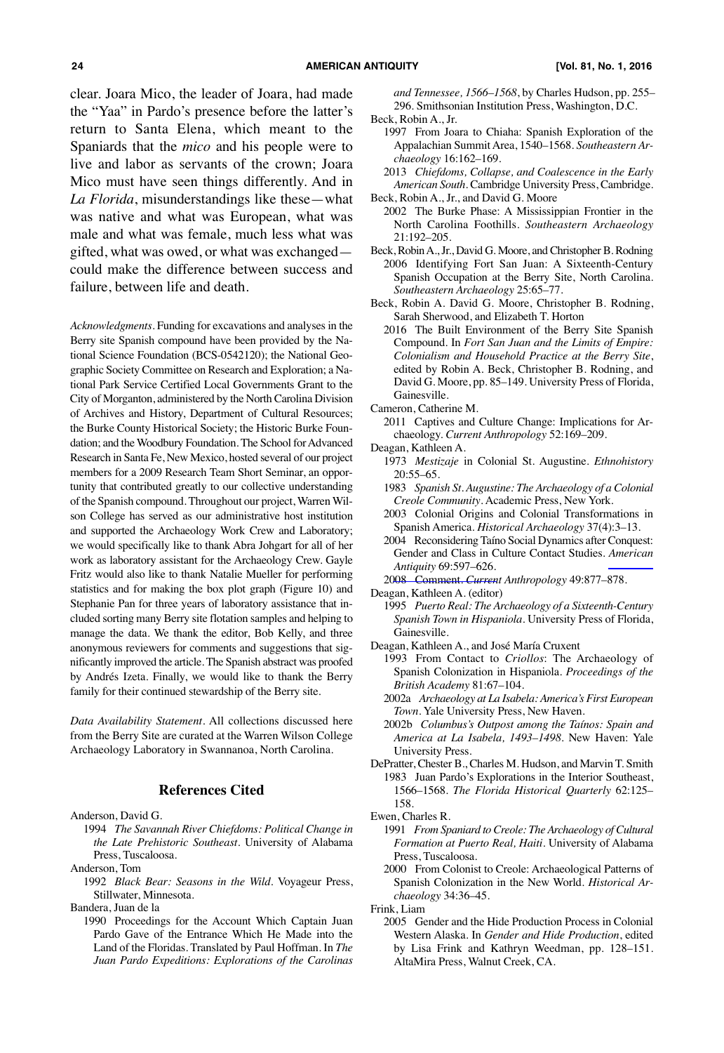clear. Joara Mico, the leader of Joara, had made the "Yaa" in Pardo's presence before the latter's return to Santa Elena, which meant to the Spaniards that the *mico* and his people were to live and labor as servants of the crown; Joara Mico must have seen things differently. And in *La Florida*, misunderstandings like these—what was native and what was European, what was male and what was female, much less what was gifted, what was owed, or what was exchanged—could make the difference between success and failure, between life and death.

*Acknowledgments*. Funding for excavations and analyses in the Berry site Spanish compound have been provided by the National Science Foundation (BCS-0542120); the National Geographic Society Committee on Research and Exploration; a National Park Service Certified Local Governments Grant to the City of Morganton, administered by the North Carolina Division of Archives and History, Department of Cultural Resources; the Burke County Historical Society; the Historic Burke Foundation; and the Woodbury Foundation. The School for Advanced Research in Santa Fe, New Mexico, hosted several of our project members for a 2009 Research Team Short Seminar, an opportunity that contributed greatly to our collective understanding of the Spanish compound. Throughout our project, Warren Wilson College has served as our administrative host institution and supported the Archaeology Work Crew and Laboratory; we would specifically like to thank Abra Johgart for all of her work as laboratory assistant for the Archaeology Crew. Gayle Fritz would also like to thank Natalie Mueller for performing statistics and for making the box plot graph (Figure 10) and Stephanie Pan for three years of laboratory assistance that included sorting many Berry site flotation samples and helping to manage the data. We thank the editor, Bob Kelly, and three anonymous reviewers for comments and suggestions that significantly improved the article. The Spanish abstract was proofed by Andrés Izeta. Finally, we would like to thank the Berry family for their continued stewardship of the Berry site.

*Data Availability Statement*. All collections discussed here from the Berry Site are curated at the Warren Wilson College Archaeology Laboratory in Swannanoa, North Carolina.

## References Cited

Anderson, David G.
1994 *The Savannah River Chiefdoms: Political Change in the Late Prehistoric Southeast*. University of Alabama Press, Tuscaloosa.

Anderson, Tom
1992 *Black Bear: Seasons in the Wild*. Voyageur Press, Stillwater, Minnesota.

Bandera, Juan de la
1990 Proceedings for the Account Which Captain Juan Pardo Gave of the Entrance Which He Made into the Land of the Floridas. Translated by Paul Hoffman. In *The Juan Pardo Expeditions: Explorations of the Carolinas and Tennessee, 1566–1568*, by Charles Hudson, pp. 255–296. Smithsonian Institution Press, Washington, D.C.

Beck, Robin A., Jr.
1997 From Joara to Chiaha: Spanish Exploration of the Appalachian Summit Area, 1540–1568. *Southeastern Archaeology* 16:162–169.
2013 *Chiefdoms, Collapse, and Coalescence in the Early American South*. Cambridge University Press, Cambridge.

Beck, Robin A., Jr., and David G. Moore
2002 The Burke Phase: A Mississippian Frontier in the North Carolina Foothills. *Southeastern Archaeology* 21:192–205.

Beck, Robin A., Jr., David G. Moore, and Christopher B. Rodning
2006 Identifying Fort San Juan: A Sixteenth-Century Spanish Occupation at the Berry Site, North Carolina. *Southeastern Archaeology* 25:65–77.

Beck, Robin A. David G. Moore, Christopher B. Rodning, Sarah Sherwood, and Elizabeth T. Horton
2016 The Built Environment of the Berry Site Spanish Compound. In *Fort San Juan and the Limits of Empire: Colonialism and Household Practice at the Berry Site*, edited by Robin A. Beck, Christopher B. Rodning, and David G. Moore, pp. 85–149. University Press of Florida, Gainesville.

Cameron, Catherine M.
2011 Captives and Culture Change: Implications for Archaeology. *Current Anthropology* 52:169–209.

Deagan, Kathleen A.
1973 *Mestizaje* in Colonial St. Augustine. *Ethnohistory* 20:55–65.
1983 *Spanish St. Augustine: The Archaeology of a Colonial Creole Community*. Academic Press, New York.
2003 Colonial Origins and Colonial Transformations in Spanish America. *Historical Archaeology* 37(4):3–13.
2004 Reconsidering Taíno Social Dynamics after Conquest: Gender and Class in Culture Contact Studies. *American Antiquity* 69:597–626.
2008 Comment. *Current Anthropology* 49:877–878.

Deagan, Kathleen A. (editor)
1995 *Puerto Real: The Archaeology of a Sixteenth-Century Spanish Town in Hispaniola*. University Press of Florida, Gainesville.

Deagan, Kathleen A., and José María Cruxent
1993 From Contact to *Criollos*: The Archaeology of Spanish Colonization in Hispaniola. *Proceedings of the British Academy* 81:67–104.
2002a *Archaeology at La Isabela: America's First European Town*. Yale University Press, New Haven.
2002b *Columbus's Outpost among the Taínos: Spain and America at La Isabela, 1493–1498*. New Haven: Yale University Press.

DePratter, Chester B., Charles M. Hudson, and Marvin T. Smith
1983 Juan Pardo's Explorations in the Interior Southeast, 1566–1568. *The Florida Historical Quarterly* 62:125–158.

Ewen, Charles R.
1991 *From Spaniard to Creole: The Archaeology of Cultural Formation at Puerto Real, Haiti*. University of Alabama Press, Tuscaloosa.
2000 From Colonist to Creole: Archaeological Patterns of Spanish Colonization in the New World. *Historical Archaeology* 34:36–45.

Frink, Liam
2005 Gender and the Hide Production Process in Colonial Western Alaska. In *Gender and Hide Production*, edited by Lisa Frink and Kathryn Weedman, pp. 128–151. AltaMira Press, Walnut Creek, CA.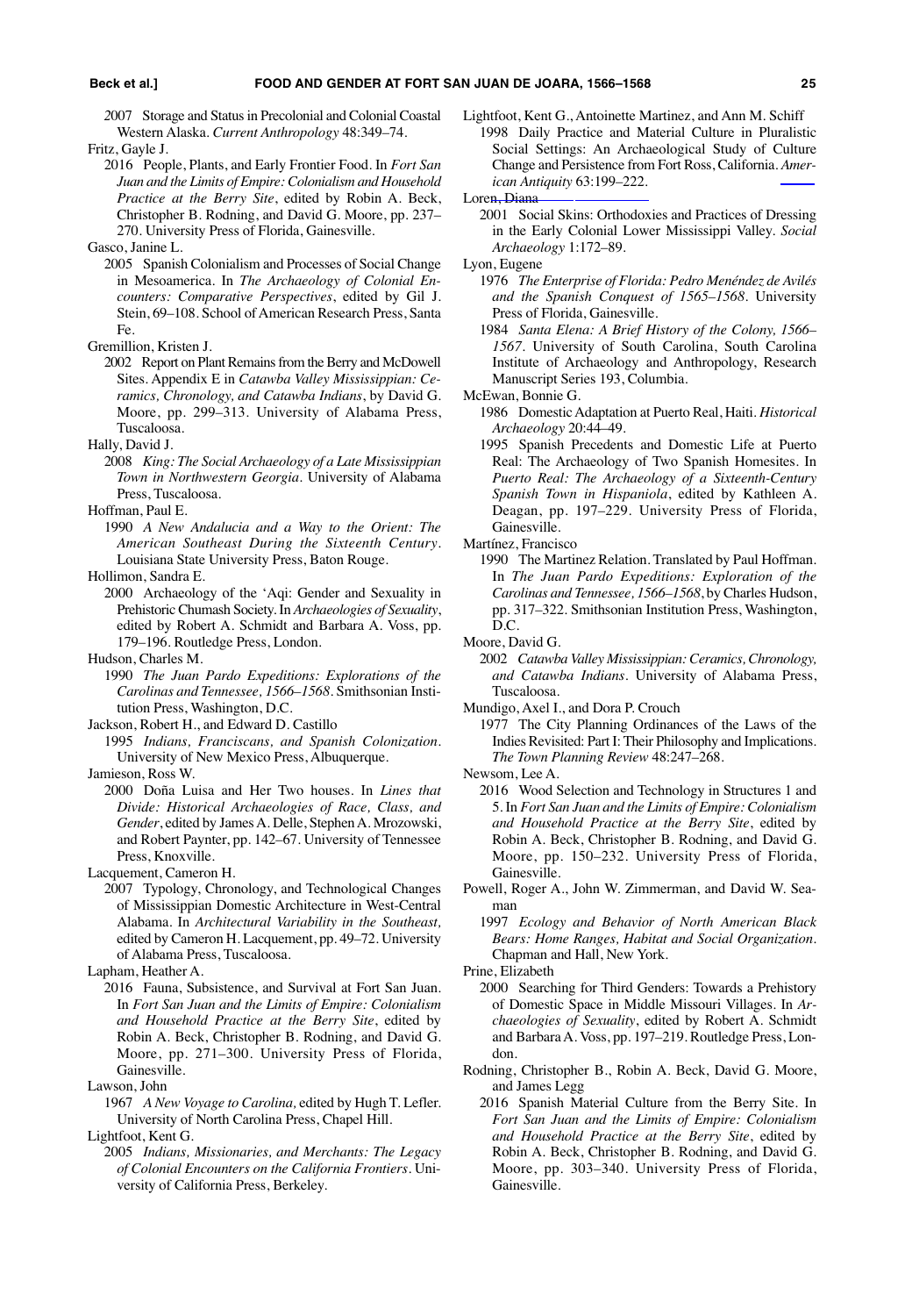2007 Storage and Status in Precolonial and Colonial Coastal Western Alaska. *Current Anthropology* 48:349–74.

Fritz, Gayle J.

2016 People, Plants, and Early Frontier Food. In *Fort San Juan and the Limits of Empire: Colonialism and Household Practice at the Berry Site*, edited by Robin A. Beck, Christopher B. Rodning, and David G. Moore, pp. 237–270. University Press of Florida, Gainesville.

Gasco, Janine L.

2005 Spanish Colonialism and Processes of Social Change in Mesoamerica. In *The Archaeology of Colonial Encounters: Comparative Perspectives*, edited by Gil J. Stein, 69–108. School of American Research Press, Santa Fe.

Gremillion, Kristen J.

2002 Report on Plant Remains from the Berry and McDowell Sites. Appendix E in *Catawba Valley Mississippian: Ceramics, Chronology, and Catawba Indians*, by David G. Moore, pp. 299–313. University of Alabama Press, Tuscaloosa.

Hally, David J.

2008 *King: The Social Archaeology of a Late Mississippian Town in Northwestern Georgia*. University of Alabama Press, Tuscaloosa.

Hoffman, Paul E.

1990 *A New Andalucia and a Way to the Orient: The American Southeast During the Sixteenth Century*. Louisiana State University Press, Baton Rouge.

Hollimon, Sandra E.

2000 Archaeology of the 'Aqi: Gender and Sexuality in Prehistoric Chumash Society. In *Archaeologies of Sexuality*, edited by Robert A. Schmidt and Barbara A. Voss, pp. 179–196. Routledge Press, London.

Hudson, Charles M.

1990 *The Juan Pardo Expeditions: Explorations of the Carolinas and Tennessee, 1566–1568*. Smithsonian Institution Press, Washington, D.C.

Jackson, Robert H., and Edward D. Castillo

1995 *Indians, Franciscans, and Spanish Colonization*. University of New Mexico Press, Albuquerque.

Jamieson, Ross W.

2000 Doña Luisa and Her Two houses. In *Lines that Divide: Historical Archaeologies of Race, Class, and Gender*, edited by James A. Delle, Stephen A. Mrozowski, and Robert Paynter, pp. 142–67. University of Tennessee Press, Knoxville.

Lacquement, Cameron H.

2007 Typology, Chronology, and Technological Changes of Mississippian Domestic Architecture in West-Central Alabama. In *Architectural Variability in the Southeast,* edited by Cameron H. Lacquement, pp. 49–72. University of Alabama Press, Tuscaloosa.

Lapham, Heather A.

2016 Fauna, Subsistence, and Survival at Fort San Juan. In *Fort San Juan and the Limits of Empire: Colonialism and Household Practice at the Berry Site*, edited by Robin A. Beck, Christopher B. Rodning, and David G. Moore, pp. 271–300. University Press of Florida, Gainesville.

Lawson, John

1967 *A New Voyage to Carolina*, edited by Hugh T. Lefler. University of North Carolina Press, Chapel Hill.

Lightfoot, Kent G.

2005 *Indians, Missionaries, and Merchants: The Legacy of Colonial Encounters on the California Frontiers*. University of California Press, Berkeley.

Lightfoot, Kent G., Antoinette Martinez, and Ann M. Schiff

1998 Daily Practice and Material Culture in Pluralistic Social Settings: An Archaeological Study of Culture Change and Persistence from Fort Ross, California. *American Antiquity* 63:199–222.

Loren, Diana

2001 Social Skins: Orthodoxies and Practices of Dressing in the Early Colonial Lower Mississippi Valley. *Social Archaeology* 1:172–89.

Lyon, Eugene

1976 *The Enterprise of Florida: Pedro Menéndez de Avilés and the Spanish Conquest of 1565–1568*. University Press of Florida, Gainesville.

1984 *Santa Elena: A Brief History of the Colony, 1566–1567*. University of South Carolina, South Carolina Institute of Archaeology and Anthropology, Research Manuscript Series 193, Columbia.

McEwan, Bonnie G.

1986 Domestic Adaptation at Puerto Real, Haiti. *Historical Archaeology* 20:44–49.

1995 Spanish Precedents and Domestic Life at Puerto Real: The Archaeology of Two Spanish Homesites. In *Puerto Real: The Archaeology of a Sixteenth-Century Spanish Town in Hispaniola*, edited by Kathleen A. Deagan, pp. 197–229. University Press of Florida, Gainesville.

Martínez, Francisco

1990 The Martinez Relation. Translated by Paul Hoffman. In *The Juan Pardo Expeditions: Exploration of the Carolinas and Tennessee, 1566–1568*, by Charles Hudson, pp. 317–322. Smithsonian Institution Press, Washington, D.C.

Moore, David G.

2002 *Catawba Valley Mississippian: Ceramics, Chronology, and Catawba Indians*. University of Alabama Press, Tuscaloosa.

Mundigo, Axel I., and Dora P. Crouch

1977 The City Planning Ordinances of the Laws of the Indies Revisited: Part I: Their Philosophy and Implications. *The Town Planning Review* 48:247–268.

Newsom, Lee A.

2016 Wood Selection and Technology in Structures 1 and 5. In *Fort San Juan and the Limits of Empire: Colonialism and Household Practice at the Berry Site*, edited by Robin A. Beck, Christopher B. Rodning, and David G. Moore, pp. 150–232. University Press of Florida, Gainesville.

Powell, Roger A., John W. Zimmerman, and David W. Seaman

1997 *Ecology and Behavior of North American Black Bears: Home Ranges, Habitat and Social Organization*. Chapman and Hall, New York.

Prine, Elizabeth

2000 Searching for Third Genders: Towards a Prehistory of Domestic Space in Middle Missouri Villages. In *Archaeologies of Sexuality*, edited by Robert A. Schmidt and Barbara A. Voss, pp. 197–219. Routledge Press, London.

Rodning, Christopher B., Robin A. Beck, David G. Moore, and James Legg

2016 Spanish Material Culture from the Berry Site. In *Fort San Juan and the Limits of Empire: Colonialism and Household Practice at the Berry Site*, edited by Robin A. Beck, Christopher B. Rodning, and David G. Moore, pp. 303–340. University Press of Florida, Gainesville.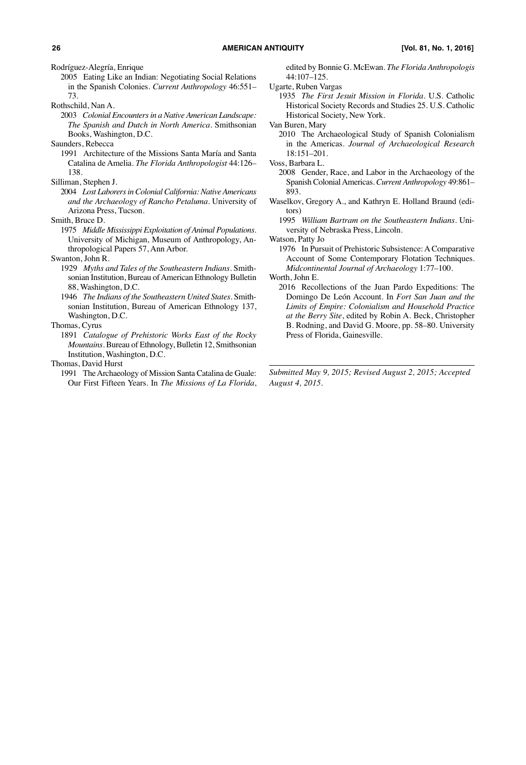Rodríguez-Alegría, Enrique

2005 Eating Like an Indian: Negotiating Social Relations in the Spanish Colonies. *Current Anthropology* 46:551–73.

Rothschild, Nan A.

2003 *Colonial Encounters in a Native American Landscape: The Spanish and Dutch in North America*. Smithsonian Books, Washington, D.C.

Saunders, Rebecca

1991 Architecture of the Missions Santa María and Santa Catalina de Amelia. *The Florida Anthropologist* 44:126–138.

Silliman, Stephen J.

2004 *Lost Laborers in Colonial California: Native Americans and the Archaeology of Rancho Petaluma*. University of Arizona Press, Tucson.

Smith, Bruce D.

1975 *Middle Mississippi Exploitation of Animal Populations*. University of Michigan, Museum of Anthropology, Anthropological Papers 57, Ann Arbor.

Swanton, John R.

1929 *Myths and Tales of the Southeastern Indians*. Smithsonian Institution, Bureau of American Ethnology Bulletin 88, Washington, D.C.

1946 *The Indians of the Southeastern United States*. Smithsonian Institution, Bureau of American Ethnology 137, Washington, D.C.

Thomas, Cyrus

1891 *Catalogue of Prehistoric Works East of the Rocky Mountains*. Bureau of Ethnology, Bulletin 12, Smithsonian Institution, Washington, D.C.

Thomas, David Hurst

1991 The Archaeology of Mission Santa Catalina de Guale: Our First Fifteen Years. In *The Missions of La Florida*, edited by Bonnie G. McEwan. *The Florida Anthropologis* 44:107–125.

Ugarte, Ruben Vargas

1935 *The First Jesuit Mission in Florida*. U.S. Catholic Historical Society Records and Studies 25. U.S. Catholic Historical Society, New York.

Van Buren, Mary

2010 The Archaeological Study of Spanish Colonialism in the Americas. *Journal of Archaeological Research* 18:151–201.

Voss, Barbara L.

2008 Gender, Race, and Labor in the Archaeology of the Spanish Colonial Americas. *Current Anthropology* 49:861–893.

Waselkov, Gregory A., and Kathryn E. Holland Braund (editors)

1995 *William Bartram on the Southeastern Indians*. University of Nebraska Press, Lincoln.

Watson, Patty Jo

1976 In Pursuit of Prehistoric Subsistence: A Comparative Account of Some Contemporary Flotation Techniques. *Midcontinental Journal of Archaeology* 1:77–100.

Worth, John E.

2016 Recollections of the Juan Pardo Expeditions: The Domingo De León Account. In *Fort San Juan and the Limits of Empire: Colonialism and Household Practice at the Berry Site*, edited by Robin A. Beck, Christopher B. Rodning, and David G. Moore, pp. 58–80. University Press of Florida, Gainesville.

---

*Submitted May 9, 2015; Revised August 2, 2015; Accepted August 4, 2015.*